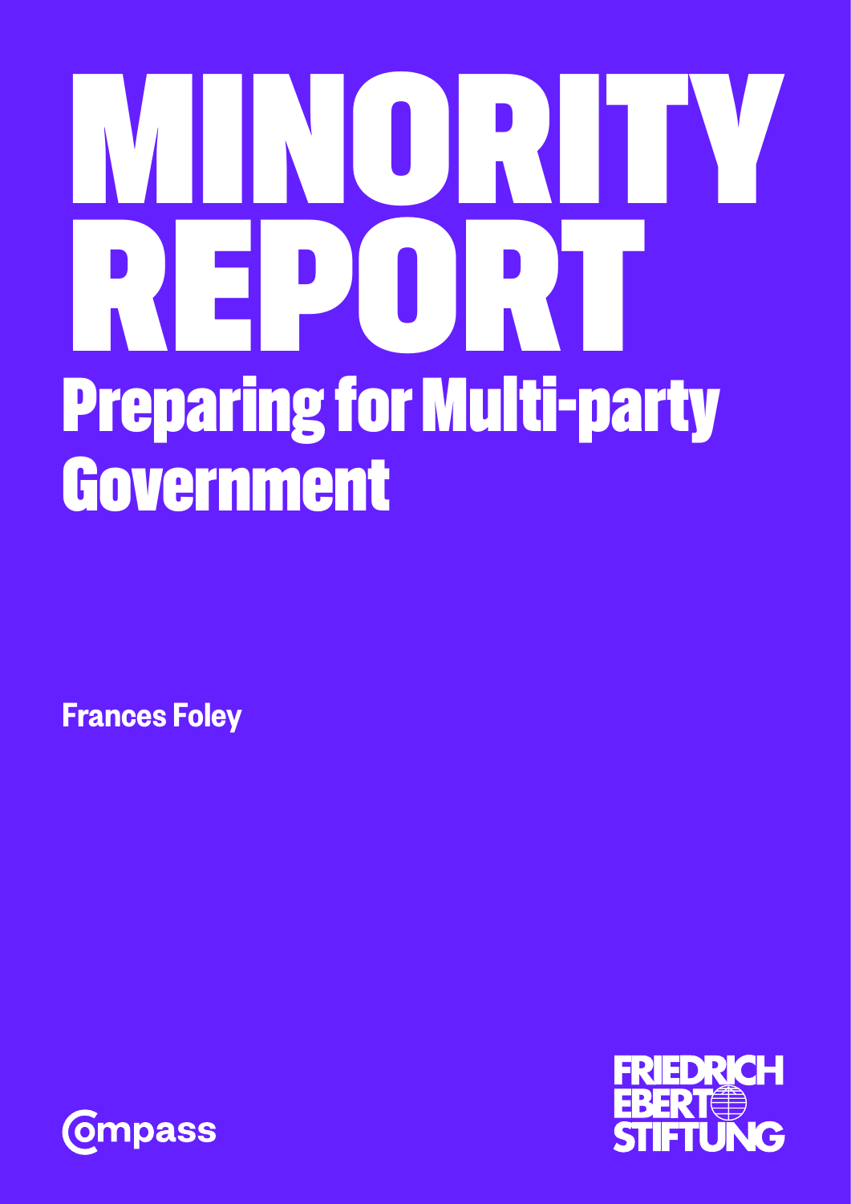# MINORITY REPORT

## Preparing for Multi-party Government

**Frances Foley**

Compass

FRIEDRICH EBERT STIFTUNG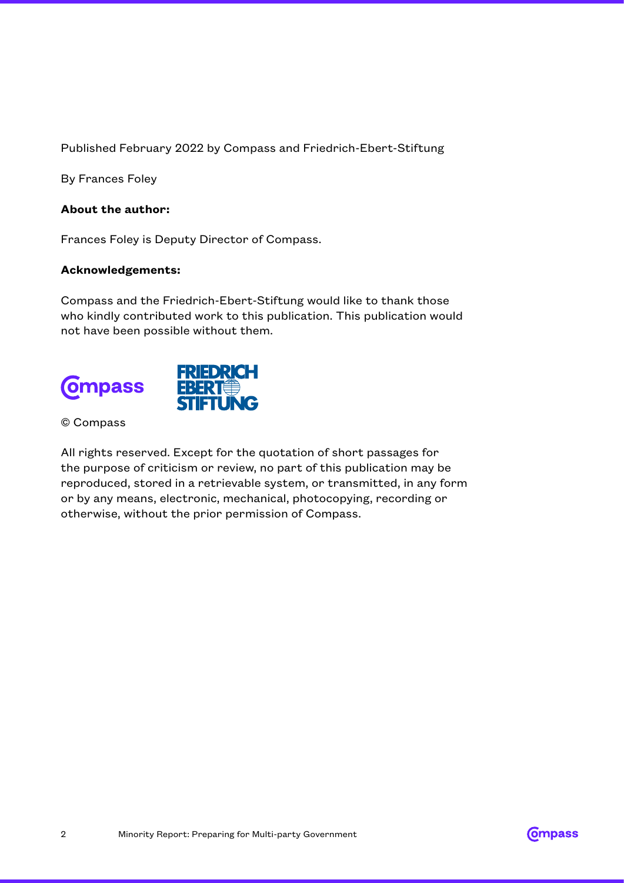Published February 2022 by Compass and Friedrich-Ebert-Stiftung

By Frances Foley

**About the author:**

Frances Foley is Deputy Director of Compass.

**Acknowledgements:**

Compass and the Friedrich-Ebert-Stiftung would like to thank those who kindly contributed work to this publication. This publication would not have been possible without them.

© Compass

All rights reserved. Except for the quotation of short passages for the purpose of criticism or review, no part of this publication may be reproduced, stored in a retrievable system, or transmitted, in any form or by any means, electronic, mechanical, photocopying, recording or otherwise, without the prior permission of Compass.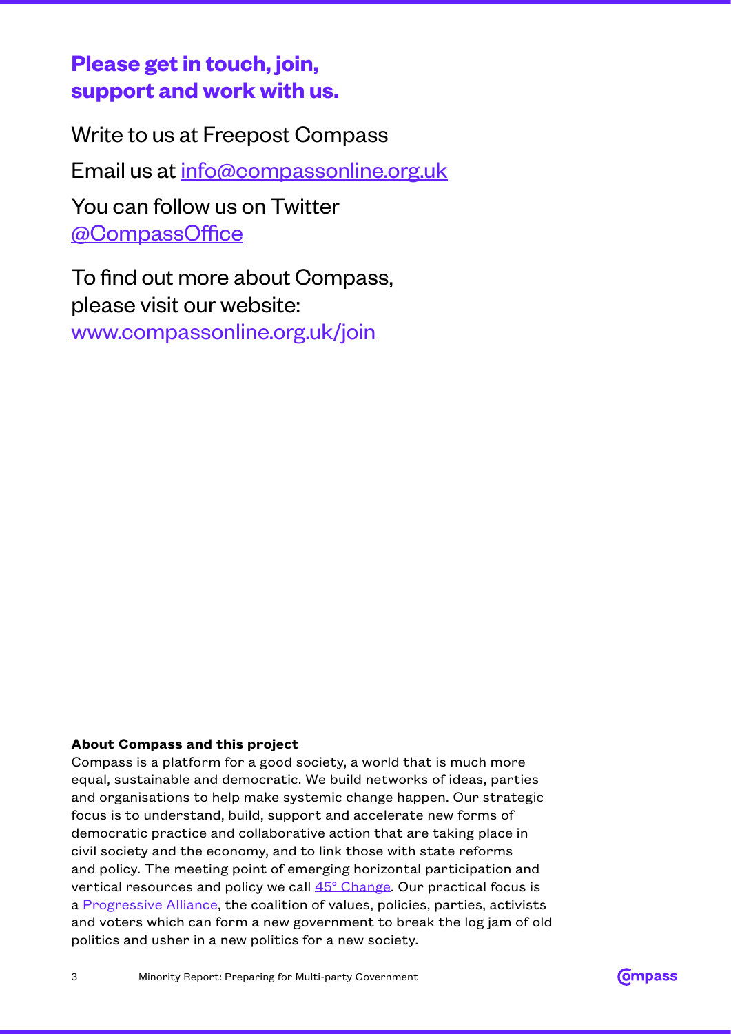## Please get in touch, join, support and work with us.

Write to us at Freepost Compass

Email us at info@compassonline.org.uk

You can follow us on Twitter @CompassOffice

To find out more about Compass, please visit our website: www.compassonline.org.uk/join

**About Compass and this project**

Compass is a platform for a good society, a world that is much more equal, sustainable and democratic. We build networks of ideas, parties and organisations to help make systemic change happen. Our strategic focus is to understand, build, support and accelerate new forms of democratic practice and collaborative action that are taking place in civil society and the economy, and to link those with state reforms and policy. The meeting point of emerging horizontal participation and vertical resources and policy we call 45° Change. Our practical focus is a Progressive Alliance, the coalition of values, policies, parties, activists and voters which can form a new government to break the log jam of old politics and usher in a new politics for a new society.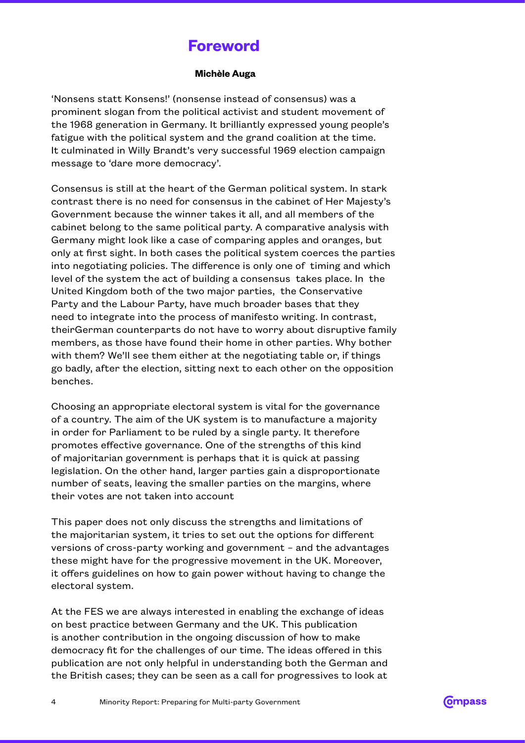# Foreword

**Michèle Auga**

'Nonsens statt Konsens!' (nonsense instead of consensus) was a prominent slogan from the political activist and student movement of the 1968 generation in Germany. It brilliantly expressed young people's fatigue with the political system and the grand coalition at the time. It culminated in Willy Brandt's very successful 1969 election campaign message to 'dare more democracy'.

Consensus is still at the heart of the German political system. In stark contrast there is no need for consensus in the cabinet of Her Majesty's Government because the winner takes it all, and all members of the cabinet belong to the same political party. A comparative analysis with Germany might look like a case of comparing apples and oranges, but only at first sight. In both cases the political system coerces the parties into negotiating policies. The difference is only one of timing and which level of the system the act of building a consensus takes place. In the United Kingdom both of the two major parties, the Conservative Party and the Labour Party, have much broader bases that they need to integrate into the process of manifesto writing. In contrast, theirGerman counterparts do not have to worry about disruptive family members, as those have found their home in other parties. Why bother with them? We'll see them either at the negotiating table or, if things go badly, after the election, sitting next to each other on the opposition benches.

Choosing an appropriate electoral system is vital for the governance of a country. The aim of the UK system is to manufacture a majority in order for Parliament to be ruled by a single party. It therefore promotes effective governance. One of the strengths of this kind of majoritarian government is perhaps that it is quick at passing legislation. On the other hand, larger parties gain a disproportionate number of seats, leaving the smaller parties on the margins, where their votes are not taken into account

This paper does not only discuss the strengths and limitations of the majoritarian system, it tries to set out the options for different versions of cross-party working and government – and the advantages these might have for the progressive movement in the UK. Moreover, it offers guidelines on how to gain power without having to change the electoral system.

At the FES we are always interested in enabling the exchange of ideas on best practice between Germany and the UK. This publication is another contribution in the ongoing discussion of how to make democracy fit for the challenges of our time. The ideas offered in this publication are not only helpful in understanding both the German and the British cases; they can be seen as a call for progressives to look at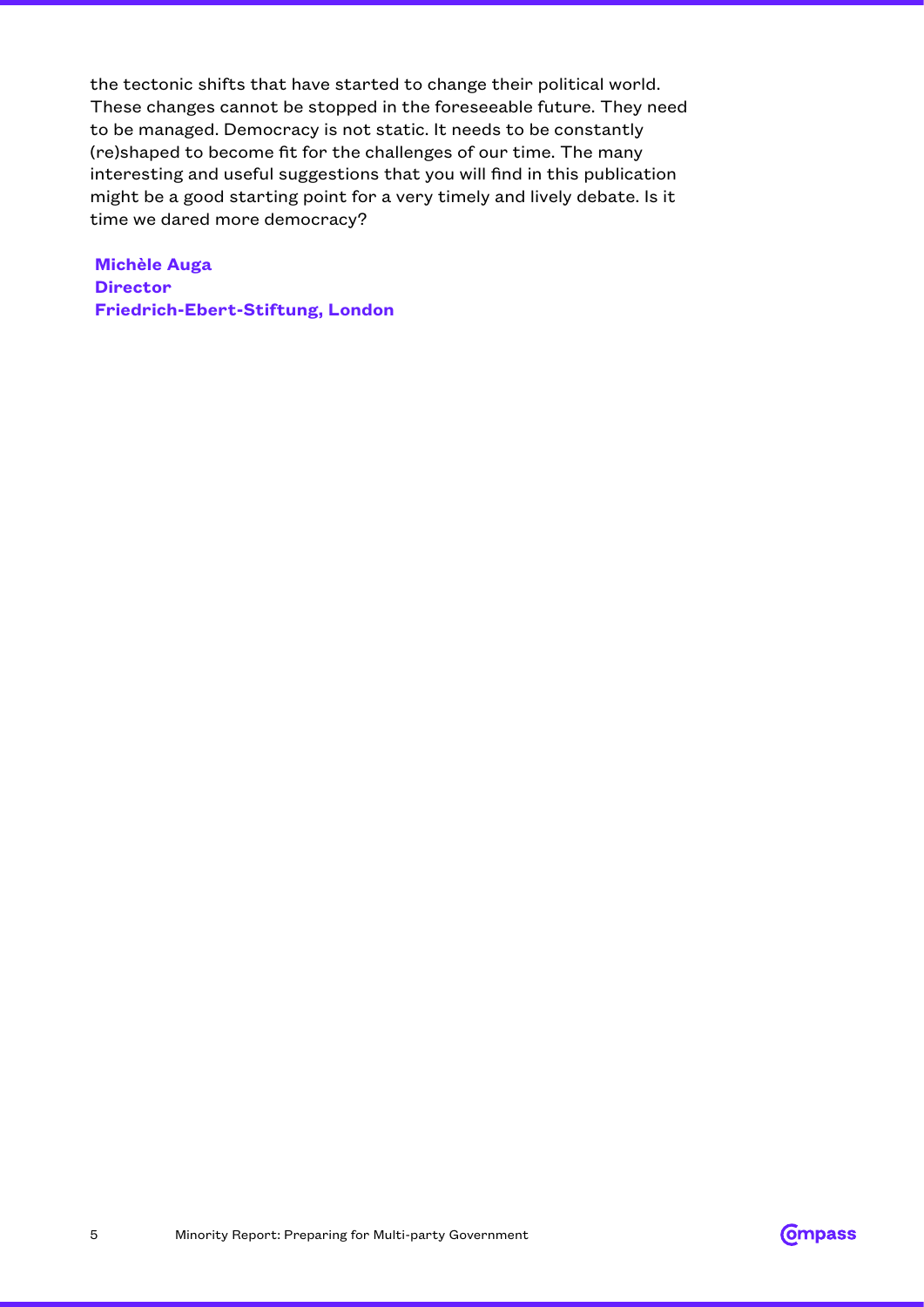the tectonic shifts that have started to change their political world. These changes cannot be stopped in the foreseeable future. They need to be managed. Democracy is not static. It needs to be constantly (re)shaped to become fit for the challenges of our time. The many interesting and useful suggestions that you will find in this publication might be a good starting point for a very timely and lively debate. Is it time we dared more democracy?

**Michèle Auga**
**Director**
**Friedrich-Ebert-Stiftung, London**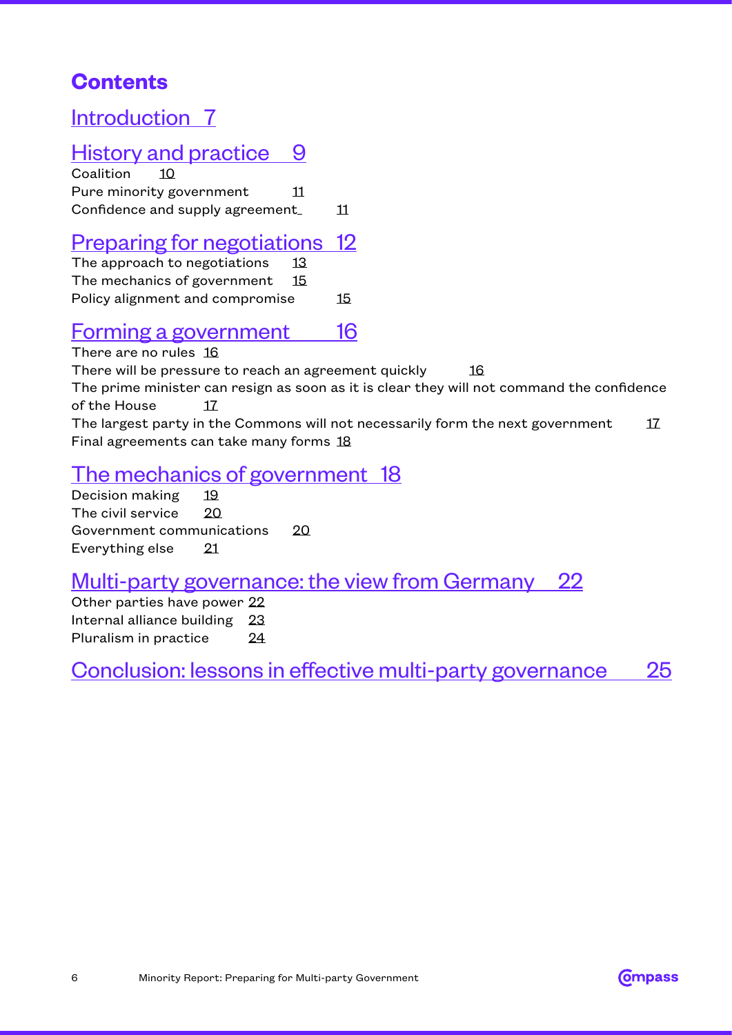# Contents

## Introduction 7

## History and practice 9

Coalition 10
Pure minority government 11
Confidence and supply agreement 11

## Preparing for negotiations 12

The approach to negotiations 13
The mechanics of government 15
Policy alignment and compromise 15

## Forming a government 16

There are no rules 16
There will be pressure to reach an agreement quickly 16
The prime minister can resign as soon as it is clear they will not command the confidence of the House 17
The largest party in the Commons will not necessarily form the next government 17
Final agreements can take many forms 18

## The mechanics of government 18

Decision making 19
The civil service 20
Government communications 20
Everything else 21

## Multi-party governance: the view from Germany 22

Other parties have power 22
Internal alliance building 23
Pluralism in practice 24

## Conclusion: lessons in effective multi-party governance 25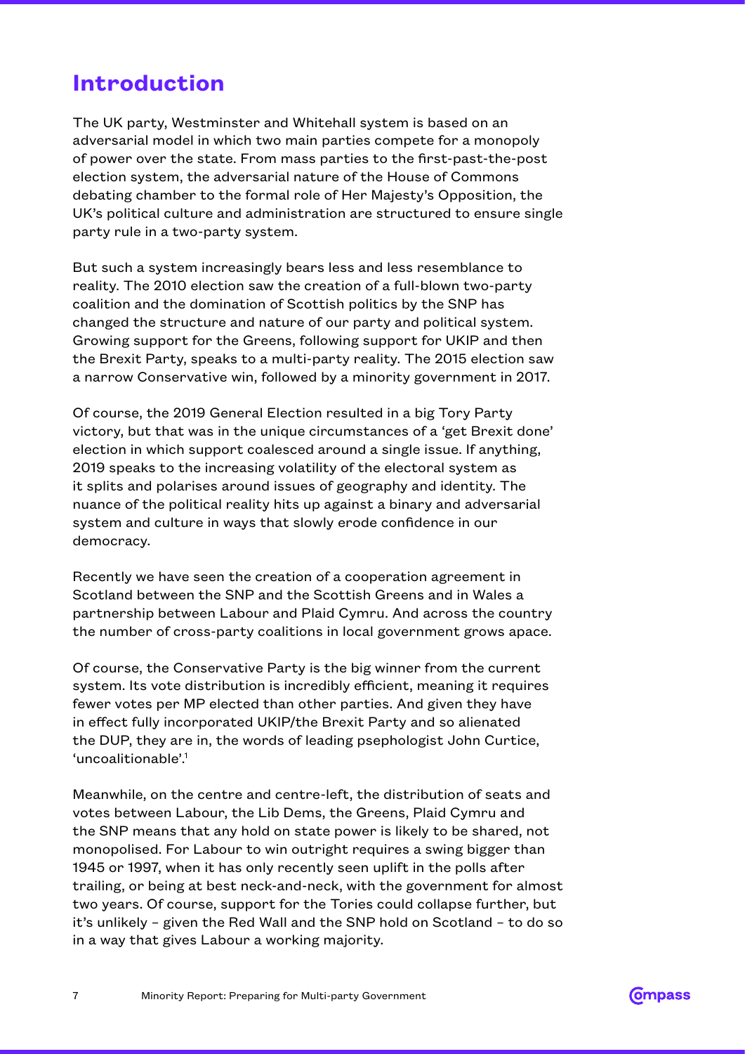## Introduction

The UK party, Westminster and Whitehall system is based on an adversarial model in which two main parties compete for a monopoly of power over the state. From mass parties to the first-past-the-post election system, the adversarial nature of the House of Commons debating chamber to the formal role of Her Majesty's Opposition, the UK's political culture and administration are structured to ensure single party rule in a two-party system.

But such a system increasingly bears less and less resemblance to reality. The 2010 election saw the creation of a full-blown two-party coalition and the domination of Scottish politics by the SNP has changed the structure and nature of our party and political system. Growing support for the Greens, following support for UKIP and then the Brexit Party, speaks to a multi-party reality. The 2015 election saw a narrow Conservative win, followed by a minority government in 2017.

Of course, the 2019 General Election resulted in a big Tory Party victory, but that was in the unique circumstances of a 'get Brexit done' election in which support coalesced around a single issue. If anything, 2019 speaks to the increasing volatility of the electoral system as it splits and polarises around issues of geography and identity. The nuance of the political reality hits up against a binary and adversarial system and culture in ways that slowly erode confidence in our democracy.

Recently we have seen the creation of a cooperation agreement in Scotland between the SNP and the Scottish Greens and in Wales a partnership between Labour and Plaid Cymru. And across the country the number of cross-party coalitions in local government grows apace.

Of course, the Conservative Party is the big winner from the current system. Its vote distribution is incredibly efficient, meaning it requires fewer votes per MP elected than other parties. And given they have in effect fully incorporated UKIP/the Brexit Party and so alienated the DUP, they are in, the words of leading psephologist John Curtice, 'uncoalitionable'.[1]

Meanwhile, on the centre and centre-left, the distribution of seats and votes between Labour, the Lib Dems, the Greens, Plaid Cymru and the SNP means that any hold on state power is likely to be shared, not monopolised. For Labour to win outright requires a swing bigger than 1945 or 1997, when it has only recently seen uplift in the polls after trailing, or being at best neck-and-neck, with the government for almost two years. Of course, support for the Tories could collapse further, but it's unlikely – given the Red Wall and the SNP hold on Scotland – to do so in a way that gives Labour a working majority.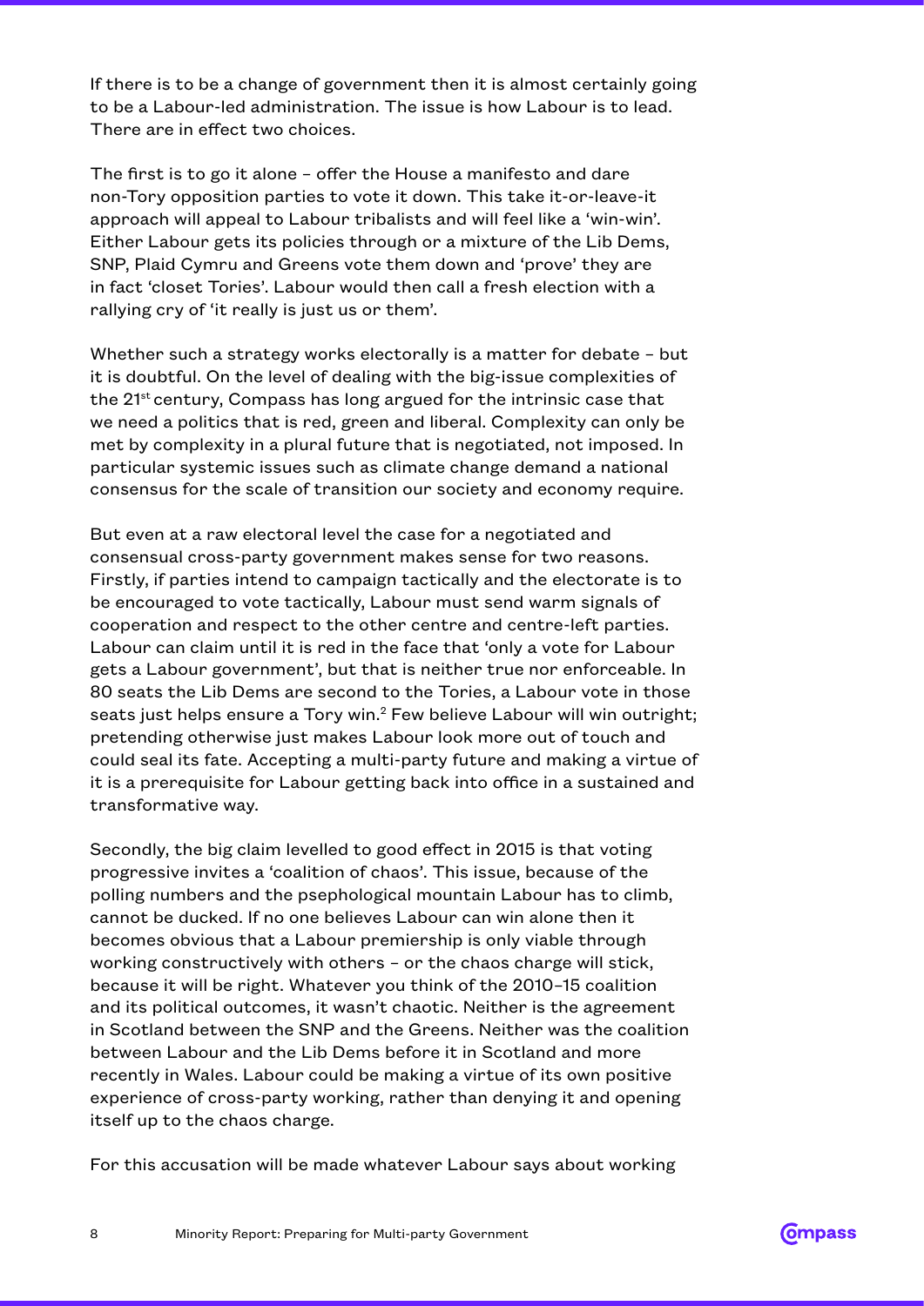If there is to be a change of government then it is almost certainly going to be a Labour-led administration. The issue is how Labour is to lead. There are in effect two choices.

The first is to go it alone – offer the House a manifesto and dare non-Tory opposition parties to vote it down. This take it-or-leave-it approach will appeal to Labour tribalists and will feel like a 'win-win'. Either Labour gets its policies through or a mixture of the Lib Dems, SNP, Plaid Cymru and Greens vote them down and 'prove' they are in fact 'closet Tories'. Labour would then call a fresh election with a rallying cry of 'it really is just us or them'.

Whether such a strategy works electorally is a matter for debate – but it is doubtful. On the level of dealing with the big-issue complexities of the 21st century, Compass has long argued for the intrinsic case that we need a politics that is red, green and liberal. Complexity can only be met by complexity in a plural future that is negotiated, not imposed. In particular systemic issues such as climate change demand a national consensus for the scale of transition our society and economy require.

But even at a raw electoral level the case for a negotiated and consensual cross-party government makes sense for two reasons. Firstly, if parties intend to campaign tactically and the electorate is to be encouraged to vote tactically, Labour must send warm signals of cooperation and respect to the other centre and centre-left parties. Labour can claim until it is red in the face that 'only a vote for Labour gets a Labour government', but that is neither true nor enforceable. In 80 seats the Lib Dems are second to the Tories, a Labour vote in those seats just helps ensure a Tory win.[2] Few believe Labour will win outright; pretending otherwise just makes Labour look more out of touch and could seal its fate. Accepting a multi-party future and making a virtue of it is a prerequisite for Labour getting back into office in a sustained and transformative way.

Secondly, the big claim levelled to good effect in 2015 is that voting progressive invites a 'coalition of chaos'. This issue, because of the polling numbers and the psephological mountain Labour has to climb, cannot be ducked. If no one believes Labour can win alone then it becomes obvious that a Labour premiership is only viable through working constructively with others – or the chaos charge will stick, because it will be right. Whatever you think of the 2010–15 coalition and its political outcomes, it wasn't chaotic. Neither is the agreement in Scotland between the SNP and the Greens. Neither was the coalition between Labour and the Lib Dems before it in Scotland and more recently in Wales. Labour could be making a virtue of its own positive experience of cross-party working, rather than denying it and opening itself up to the chaos charge.

For this accusation will be made whatever Labour says about working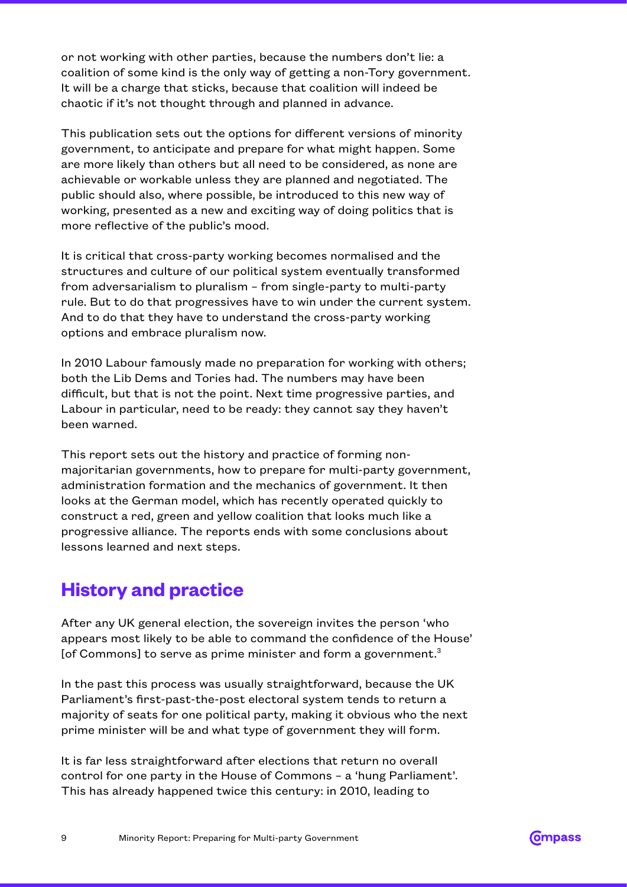or not working with other parties, because the numbers don't lie: a coalition of some kind is the only way of getting a non-Tory government. It will be a charge that sticks, because that coalition will indeed be chaotic if it's not thought through and planned in advance.

This publication sets out the options for different versions of minority government, to anticipate and prepare for what might happen. Some are more likely than others but all need to be considered, as none are achievable or workable unless they are planned and negotiated. The public should also, where possible, be introduced to this new way of working, presented as a new and exciting way of doing politics that is more reflective of the public's mood.

It is critical that cross-party working becomes normalised and the structures and culture of our political system eventually transformed from adversarialism to pluralism – from single-party to multi-party rule. But to do that progressives have to win under the current system. And to do that they have to understand the cross-party working options and embrace pluralism now.

In 2010 Labour famously made no preparation for working with others; both the Lib Dems and Tories had. The numbers may have been difficult, but that is not the point. Next time progressive parties, and Labour in particular, need to be ready: they cannot say they haven't been warned.

This report sets out the history and practice of forming non-majoritarian governments, how to prepare for multi-party government, administration formation and the mechanics of government. It then looks at the German model, which has recently operated quickly to construct a red, green and yellow coalition that looks much like a progressive alliance. The reports ends with some conclusions about lessons learned and next steps.

## History and practice

After any UK general election, the sovereign invites the person 'who appears most likely to be able to command the confidence of the House' [of Commons] to serve as prime minister and form a government.[3]

In the past this process was usually straightforward, because the UK Parliament's first-past-the-post electoral system tends to return a majority of seats for one political party, making it obvious who the next prime minister will be and what type of government they will form.

It is far less straightforward after elections that return no overall control for one party in the House of Commons – a 'hung Parliament'. This has already happened twice this century: in 2010, leading to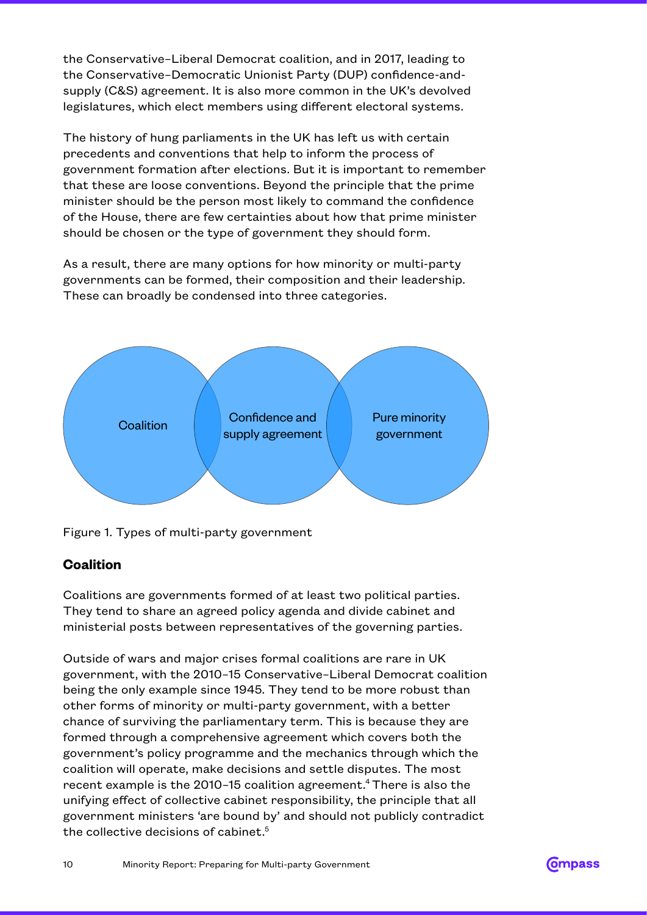the Conservative–Liberal Democrat coalition, and in 2017, leading to the Conservative–Democratic Unionist Party (DUP) confidence-and-supply (C&S) agreement. It is also more common in the UK's devolved legislatures, which elect members using different electoral systems.

The history of hung parliaments in the UK has left us with certain precedents and conventions that help to inform the process of government formation after elections. But it is important to remember that these are loose conventions. Beyond the principle that the prime minister should be the person most likely to command the confidence of the House, there are few certainties about how that prime minister should be chosen or the type of government they should form.

As a result, there are many options for how minority or multi-party governments can be formed, their composition and their leadership. These can broadly be condensed into three categories.

Coalition

Confidence and supply agreement

Pure minority government

Figure 1. Types of multi-party government

## Coalition

Coalitions are governments formed of at least two political parties. They tend to share an agreed policy agenda and divide cabinet and ministerial posts between representatives of the governing parties.

Outside of wars and major crises formal coalitions are rare in UK government, with the 2010–15 Conservative–Liberal Democrat coalition being the only example since 1945. They tend to be more robust than other forms of minority or multi-party government, with a better chance of surviving the parliamentary term. This is because they are formed through a comprehensive agreement which covers both the government's policy programme and the mechanics through which the coalition will operate, make decisions and settle disputes. The most recent example is the 2010–15 coalition agreement.[4] There is also the unifying effect of collective cabinet responsibility, the principle that all government ministers 'are bound by' and should not publicly contradict the collective decisions of cabinet.[5]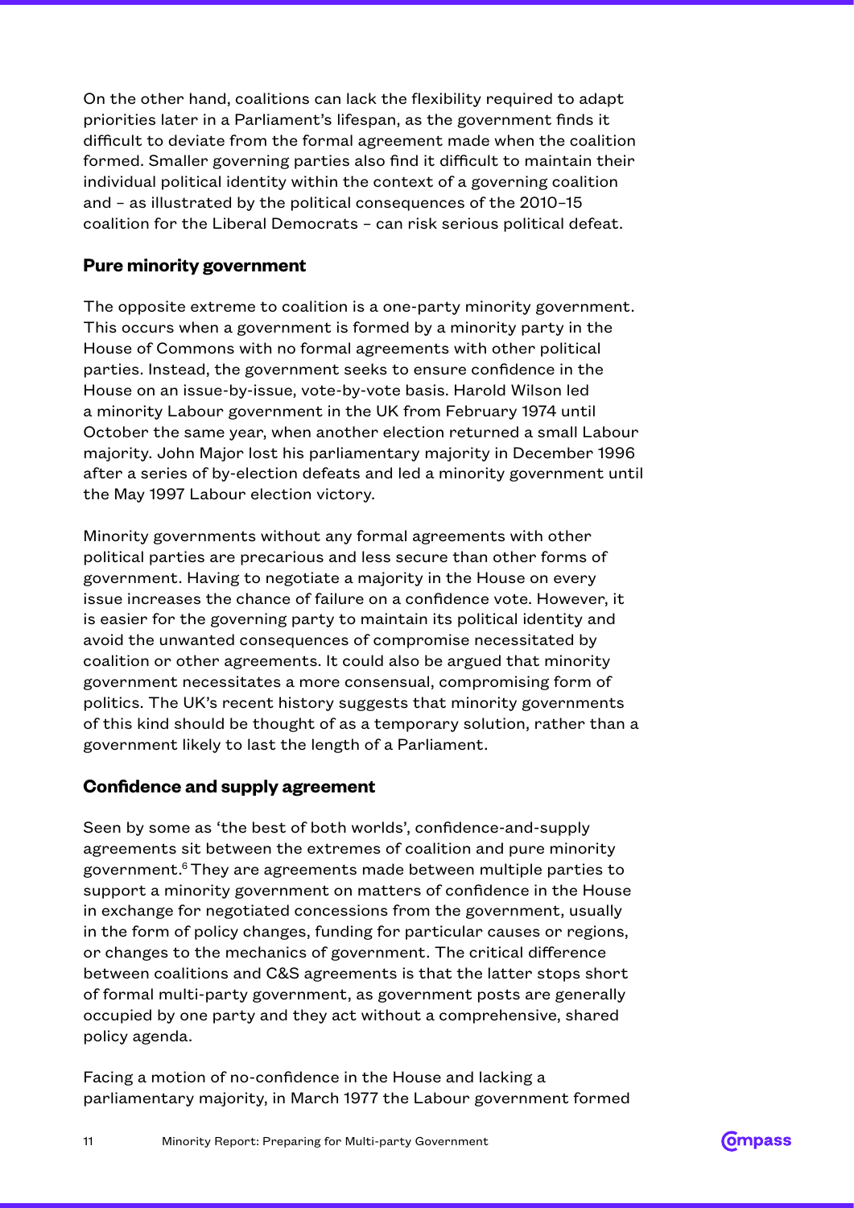On the other hand, coalitions can lack the flexibility required to adapt priorities later in a Parliament's lifespan, as the government finds it difficult to deviate from the formal agreement made when the coalition formed. Smaller governing parties also find it difficult to maintain their individual political identity within the context of a governing coalition and – as illustrated by the political consequences of the 2010–15 coalition for the Liberal Democrats – can risk serious political defeat.

### Pure minority government

The opposite extreme to coalition is a one-party minority government. This occurs when a government is formed by a minority party in the House of Commons with no formal agreements with other political parties. Instead, the government seeks to ensure confidence in the House on an issue-by-issue, vote-by-vote basis. Harold Wilson led a minority Labour government in the UK from February 1974 until October the same year, when another election returned a small Labour majority. John Major lost his parliamentary majority in December 1996 after a series of by-election defeats and led a minority government until the May 1997 Labour election victory.

Minority governments without any formal agreements with other political parties are precarious and less secure than other forms of government. Having to negotiate a majority in the House on every issue increases the chance of failure on a confidence vote. However, it is easier for the governing party to maintain its political identity and avoid the unwanted consequences of compromise necessitated by coalition or other agreements. It could also be argued that minority government necessitates a more consensual, compromising form of politics. The UK's recent history suggests that minority governments of this kind should be thought of as a temporary solution, rather than a government likely to last the length of a Parliament.

### Confidence and supply agreement

Seen by some as 'the best of both worlds', confidence-and-supply agreements sit between the extremes of coalition and pure minority government.[6] They are agreements made between multiple parties to support a minority government on matters of confidence in the House in exchange for negotiated concessions from the government, usually in the form of policy changes, funding for particular causes or regions, or changes to the mechanics of government. The critical difference between coalitions and C&S agreements is that the latter stops short of formal multi-party government, as government posts are generally occupied by one party and they act without a comprehensive, shared policy agenda.

Facing a motion of no-confidence in the House and lacking a parliamentary majority, in March 1977 the Labour government formed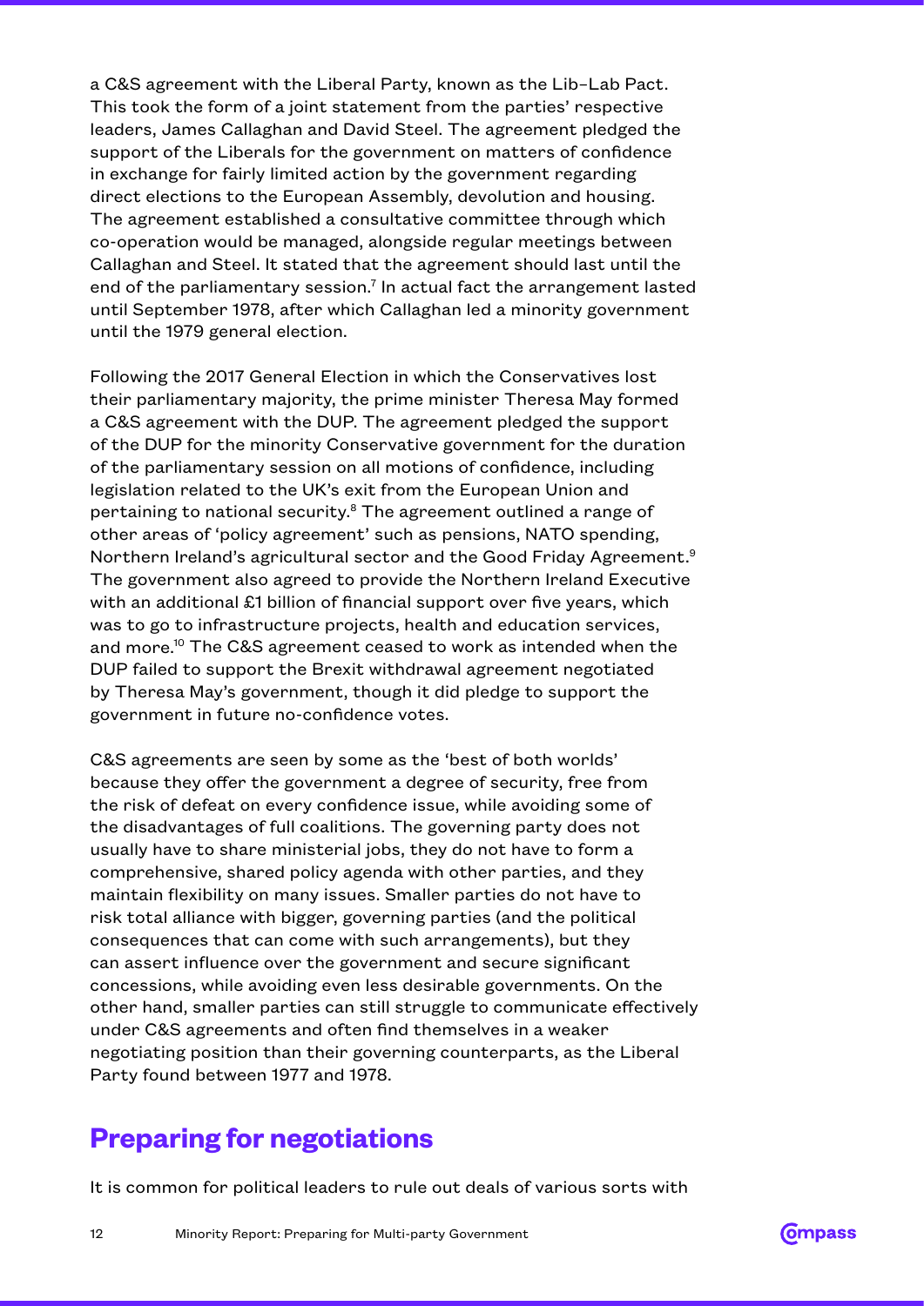a C&S agreement with the Liberal Party, known as the Lib–Lab Pact. This took the form of a joint statement from the parties' respective leaders, James Callaghan and David Steel. The agreement pledged the support of the Liberals for the government on matters of confidence in exchange for fairly limited action by the government regarding direct elections to the European Assembly, devolution and housing. The agreement established a consultative committee through which co-operation would be managed, alongside regular meetings between Callaghan and Steel. It stated that the agreement should last until the end of the parliamentary session.[7] In actual fact the arrangement lasted until September 1978, after which Callaghan led a minority government until the 1979 general election.

Following the 2017 General Election in which the Conservatives lost their parliamentary majority, the prime minister Theresa May formed a C&S agreement with the DUP. The agreement pledged the support of the DUP for the minority Conservative government for the duration of the parliamentary session on all motions of confidence, including legislation related to the UK's exit from the European Union and pertaining to national security.[8] The agreement outlined a range of other areas of 'policy agreement' such as pensions, NATO spending, Northern Ireland's agricultural sector and the Good Friday Agreement.[9] The government also agreed to provide the Northern Ireland Executive with an additional £1 billion of financial support over five years, which was to go to infrastructure projects, health and education services, and more.[10] The C&S agreement ceased to work as intended when the DUP failed to support the Brexit withdrawal agreement negotiated by Theresa May's government, though it did pledge to support the government in future no-confidence votes.

C&S agreements are seen by some as the 'best of both worlds' because they offer the government a degree of security, free from the risk of defeat on every confidence issue, while avoiding some of the disadvantages of full coalitions. The governing party does not usually have to share ministerial jobs, they do not have to form a comprehensive, shared policy agenda with other parties, and they maintain flexibility on many issues. Smaller parties do not have to risk total alliance with bigger, governing parties (and the political consequences that can come with such arrangements), but they can assert influence over the government and secure significant concessions, while avoiding even less desirable governments. On the other hand, smaller parties can still struggle to communicate effectively under C&S agreements and often find themselves in a weaker negotiating position than their governing counterparts, as the Liberal Party found between 1977 and 1978.

## Preparing for negotiations

It is common for political leaders to rule out deals of various sorts with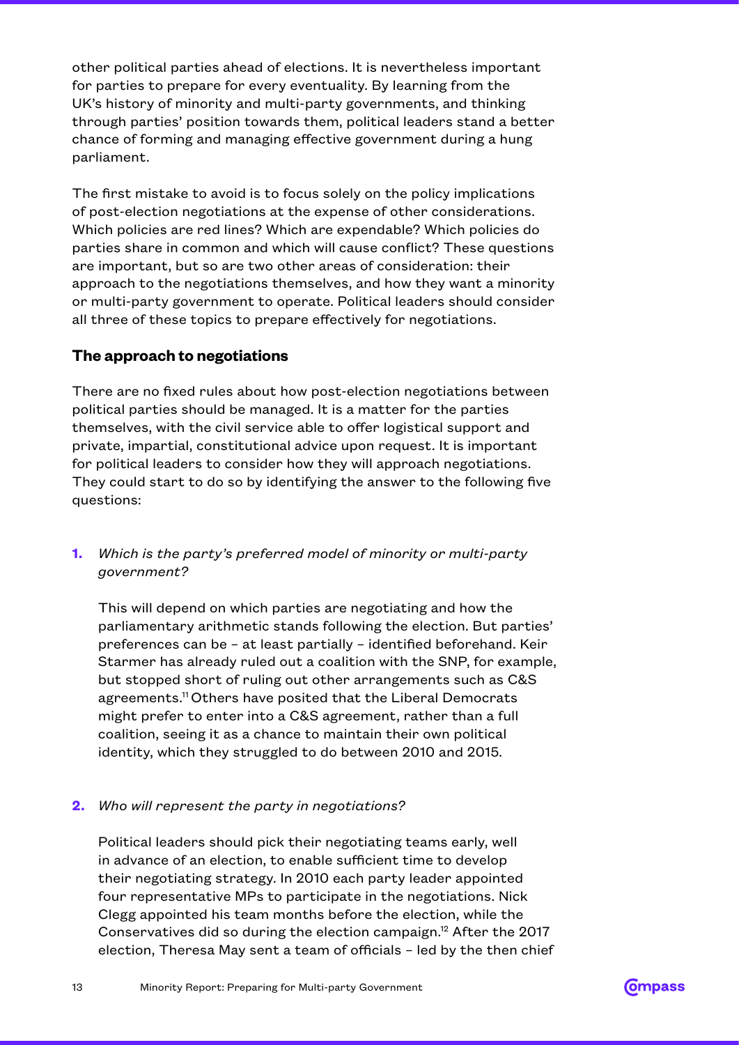other political parties ahead of elections. It is nevertheless important for parties to prepare for every eventuality. By learning from the UK's history of minority and multi-party governments, and thinking through parties' position towards them, political leaders stand a better chance of forming and managing effective government during a hung parliament.

The first mistake to avoid is to focus solely on the policy implications of post-election negotiations at the expense of other considerations. Which policies are red lines? Which are expendable? Which policies do parties share in common and which will cause conflict? These questions are important, but so are two other areas of consideration: their approach to the negotiations themselves, and how they want a minority or multi-party government to operate. Political leaders should consider all three of these topics to prepare effectively for negotiations.

### The approach to negotiations

There are no fixed rules about how post-election negotiations between political parties should be managed. It is a matter for the parties themselves, with the civil service able to offer logistical support and private, impartial, constitutional advice upon request. It is important for political leaders to consider how they will approach negotiations. They could start to do so by identifying the answer to the following five questions:

1. *Which is the party's preferred model of minority or multi-party government?*

   This will depend on which parties are negotiating and how the parliamentary arithmetic stands following the election. But parties' preferences can be – at least partially – identified beforehand. Keir Starmer has already ruled out a coalition with the SNP, for example, but stopped short of ruling out other arrangements such as C&S agreements.[11] Others have posited that the Liberal Democrats might prefer to enter into a C&S agreement, rather than a full coalition, seeing it as a chance to maintain their own political identity, which they struggled to do between 2010 and 2015.

2. *Who will represent the party in negotiations?*

   Political leaders should pick their negotiating teams early, well in advance of an election, to enable sufficient time to develop their negotiating strategy. In 2010 each party leader appointed four representative MPs to participate in the negotiations. Nick Clegg appointed his team months before the election, while the Conservatives did so during the election campaign.[12] After the 2017 election, Theresa May sent a team of officials – led by the then chief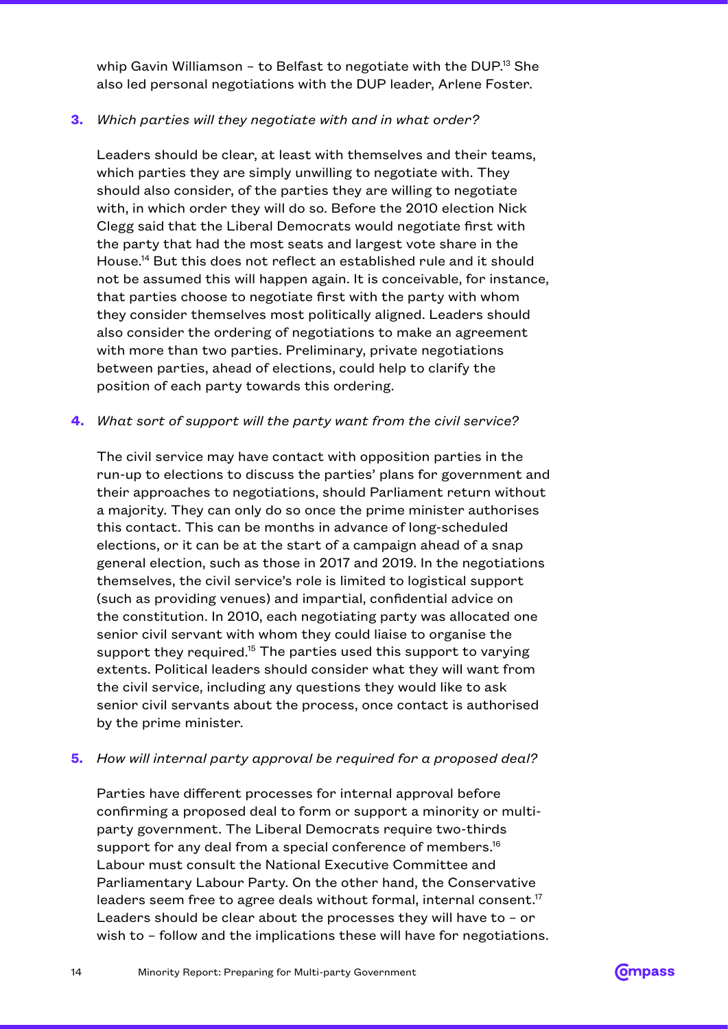whip Gavin Williamson – to Belfast to negotiate with the DUP.[13] She also led personal negotiations with the DUP leader, Arlene Foster.

**3.** *Which parties will they negotiate with and in what order?*

Leaders should be clear, at least with themselves and their teams, which parties they are simply unwilling to negotiate with. They should also consider, of the parties they are willing to negotiate with, in which order they will do so. Before the 2010 election Nick Clegg said that the Liberal Democrats would negotiate first with the party that had the most seats and largest vote share in the House.[14] But this does not reflect an established rule and it should not be assumed this will happen again. It is conceivable, for instance, that parties choose to negotiate first with the party with whom they consider themselves most politically aligned. Leaders should also consider the ordering of negotiations to make an agreement with more than two parties. Preliminary, private negotiations between parties, ahead of elections, could help to clarify the position of each party towards this ordering.

**4.** *What sort of support will the party want from the civil service?*

The civil service may have contact with opposition parties in the run-up to elections to discuss the parties' plans for government and their approaches to negotiations, should Parliament return without a majority. They can only do so once the prime minister authorises this contact. This can be months in advance of long-scheduled elections, or it can be at the start of a campaign ahead of a snap general election, such as those in 2017 and 2019. In the negotiations themselves, the civil service's role is limited to logistical support (such as providing venues) and impartial, confidential advice on the constitution. In 2010, each negotiating party was allocated one senior civil servant with whom they could liaise to organise the support they required.[15] The parties used this support to varying extents. Political leaders should consider what they will want from the civil service, including any questions they would like to ask senior civil servants about the process, once contact is authorised by the prime minister.

**5.** *How will internal party approval be required for a proposed deal?*

Parties have different processes for internal approval before confirming a proposed deal to form or support a minority or multi-party government. The Liberal Democrats require two-thirds support for any deal from a special conference of members.[16] Labour must consult the National Executive Committee and Parliamentary Labour Party. On the other hand, the Conservative leaders seem free to agree deals without formal, internal consent.[17] Leaders should be clear about the processes they will have to – or wish to – follow and the implications these will have for negotiations.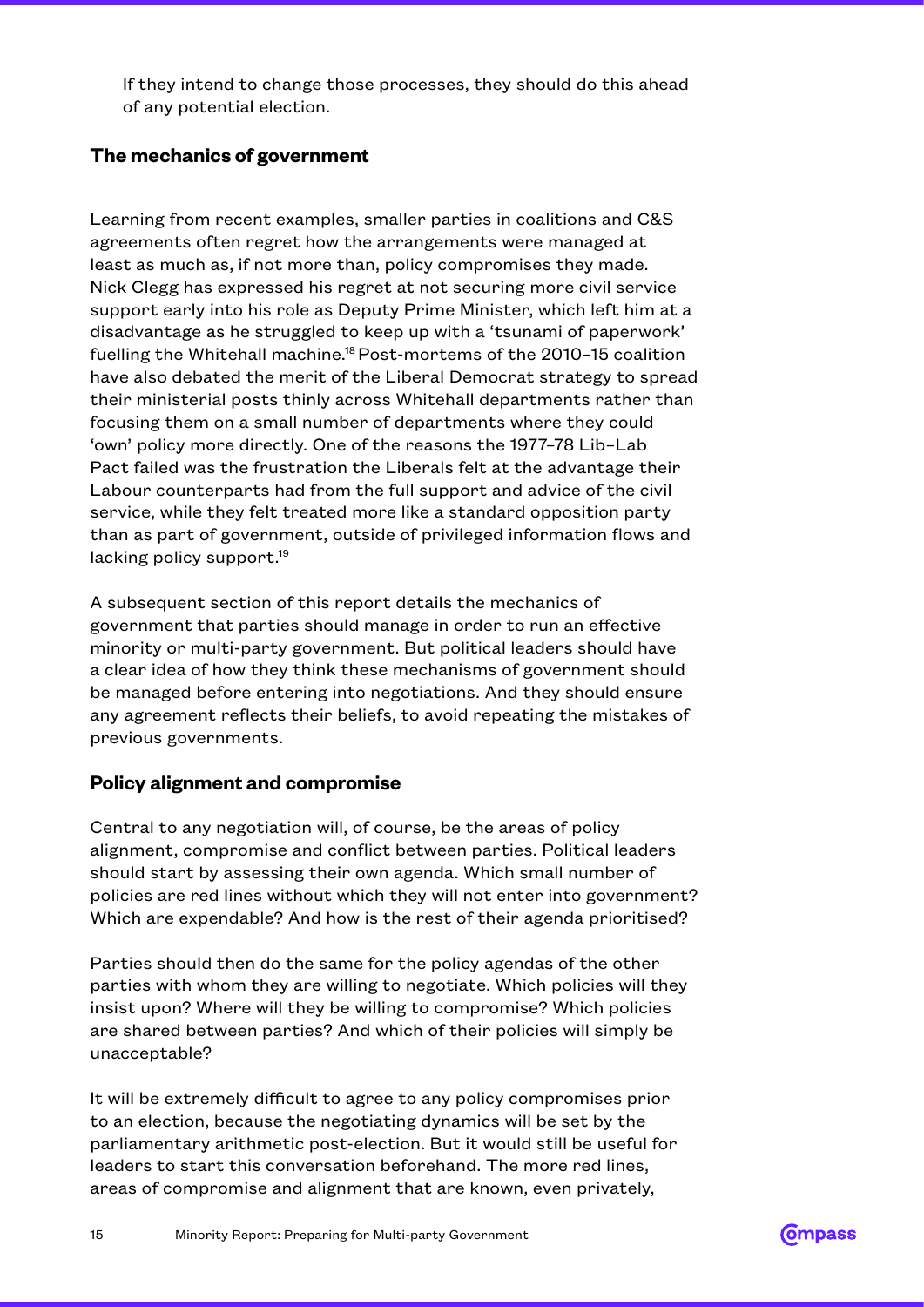If they intend to change those processes, they should do this ahead of any potential election.

### The mechanics of government

Learning from recent examples, smaller parties in coalitions and C&S agreements often regret how the arrangements were managed at least as much as, if not more than, policy compromises they made. Nick Clegg has expressed his regret at not securing more civil service support early into his role as Deputy Prime Minister, which left him at a disadvantage as he struggled to keep up with a 'tsunami of paperwork' fuelling the Whitehall machine.[18] Post-mortems of the 2010–15 coalition have also debated the merit of the Liberal Democrat strategy to spread their ministerial posts thinly across Whitehall departments rather than focusing them on a small number of departments where they could 'own' policy more directly. One of the reasons the 1977–78 Lib–Lab Pact failed was the frustration the Liberals felt at the advantage their Labour counterparts had from the full support and advice of the civil service, while they felt treated more like a standard opposition party than as part of government, outside of privileged information flows and lacking policy support.[19]

A subsequent section of this report details the mechanics of government that parties should manage in order to run an effective minority or multi-party government. But political leaders should have a clear idea of how they think these mechanisms of government should be managed before entering into negotiations. And they should ensure any agreement reflects their beliefs, to avoid repeating the mistakes of previous governments.

### Policy alignment and compromise

Central to any negotiation will, of course, be the areas of policy alignment, compromise and conflict between parties. Political leaders should start by assessing their own agenda. Which small number of policies are red lines without which they will not enter into government? Which are expendable? And how is the rest of their agenda prioritised?

Parties should then do the same for the policy agendas of the other parties with whom they are willing to negotiate. Which policies will they insist upon? Where will they be willing to compromise? Which policies are shared between parties? And which of their policies will simply be unacceptable?

It will be extremely difficult to agree to any policy compromises prior to an election, because the negotiating dynamics will be set by the parliamentary arithmetic post-election. But it would still be useful for leaders to start this conversation beforehand. The more red lines, areas of compromise and alignment that are known, even privately,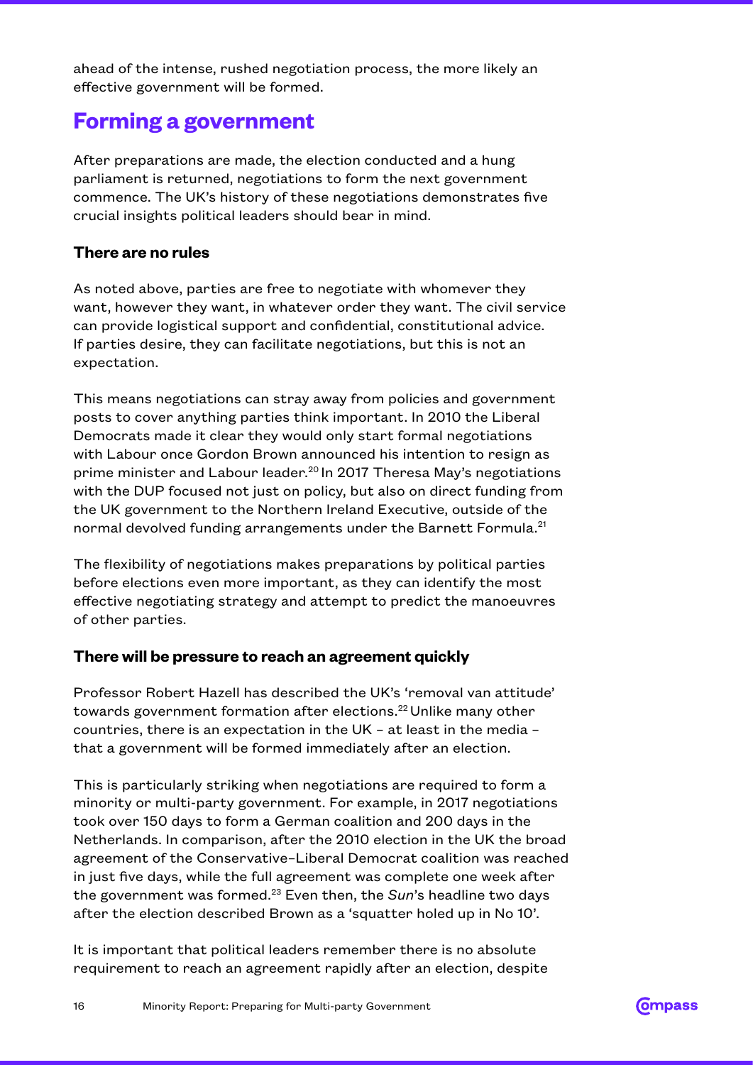ahead of the intense, rushed negotiation process, the more likely an effective government will be formed.

## Forming a government

After preparations are made, the election conducted and a hung parliament is returned, negotiations to form the next government commence. The UK's history of these negotiations demonstrates five crucial insights political leaders should bear in mind.

### There are no rules

As noted above, parties are free to negotiate with whomever they want, however they want, in whatever order they want. The civil service can provide logistical support and confidential, constitutional advice. If parties desire, they can facilitate negotiations, but this is not an expectation.

This means negotiations can stray away from policies and government posts to cover anything parties think important. In 2010 the Liberal Democrats made it clear they would only start formal negotiations with Labour once Gordon Brown announced his intention to resign as prime minister and Labour leader.[20] In 2017 Theresa May's negotiations with the DUP focused not just on policy, but also on direct funding from the UK government to the Northern Ireland Executive, outside of the normal devolved funding arrangements under the Barnett Formula.[21]

The flexibility of negotiations makes preparations by political parties before elections even more important, as they can identify the most effective negotiating strategy and attempt to predict the manoeuvres of other parties.

### There will be pressure to reach an agreement quickly

Professor Robert Hazell has described the UK's 'removal van attitude' towards government formation after elections.[22] Unlike many other countries, there is an expectation in the UK – at least in the media – that a government will be formed immediately after an election.

This is particularly striking when negotiations are required to form a minority or multi-party government. For example, in 2017 negotiations took over 150 days to form a German coalition and 200 days in the Netherlands. In comparison, after the 2010 election in the UK the broad agreement of the Conservative–Liberal Democrat coalition was reached in just five days, while the full agreement was complete one week after the government was formed.[23] Even then, the *Sun*'s headline two days after the election described Brown as a 'squatter holed up in No 10'.

It is important that political leaders remember there is no absolute requirement to reach an agreement rapidly after an election, despite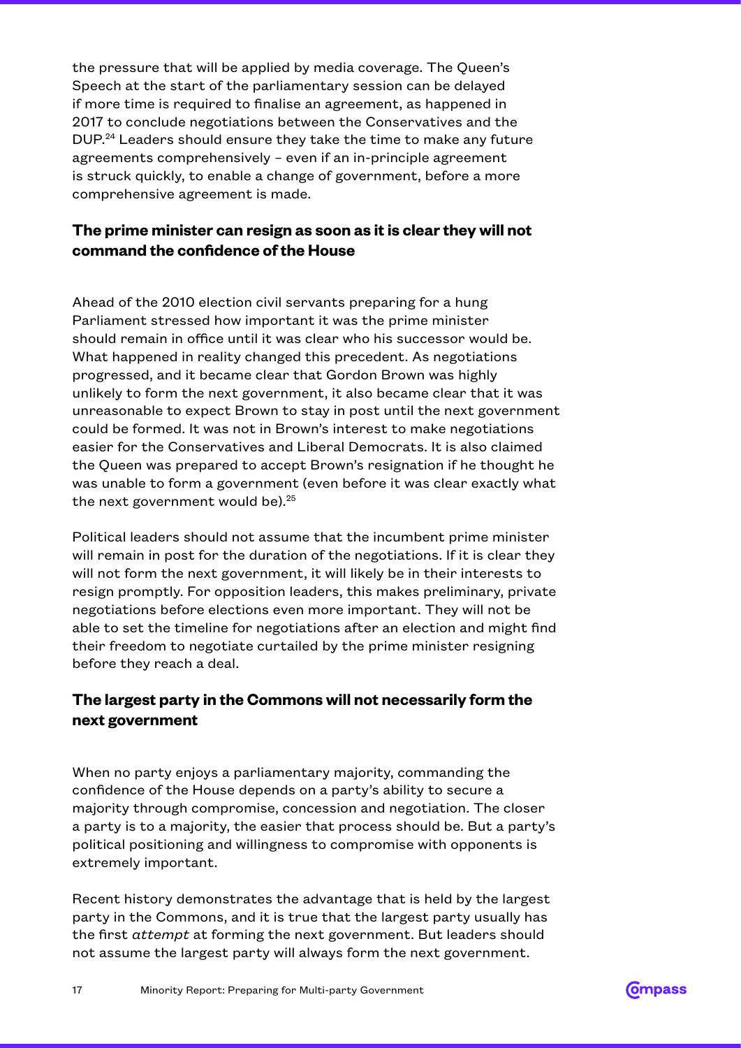the pressure that will be applied by media coverage. The Queen's Speech at the start of the parliamentary session can be delayed if more time is required to finalise an agreement, as happened in 2017 to conclude negotiations between the Conservatives and the DUP.[24] Leaders should ensure they take the time to make any future agreements comprehensively – even if an in-principle agreement is struck quickly, to enable a change of government, before a more comprehensive agreement is made.

### The prime minister can resign as soon as it is clear they will not command the confidence of the House

Ahead of the 2010 election civil servants preparing for a hung Parliament stressed how important it was the prime minister should remain in office until it was clear who his successor would be. What happened in reality changed this precedent. As negotiations progressed, and it became clear that Gordon Brown was highly unlikely to form the next government, it also became clear that it was unreasonable to expect Brown to stay in post until the next government could be formed. It was not in Brown's interest to make negotiations easier for the Conservatives and Liberal Democrats. It is also claimed the Queen was prepared to accept Brown's resignation if he thought he was unable to form a government (even before it was clear exactly what the next government would be).[25]

Political leaders should not assume that the incumbent prime minister will remain in post for the duration of the negotiations. If it is clear they will not form the next government, it will likely be in their interests to resign promptly. For opposition leaders, this makes preliminary, private negotiations before elections even more important. They will not be able to set the timeline for negotiations after an election and might find their freedom to negotiate curtailed by the prime minister resigning before they reach a deal.

### The largest party in the Commons will not necessarily form the next government

When no party enjoys a parliamentary majority, commanding the confidence of the House depends on a party's ability to secure a majority through compromise, concession and negotiation. The closer a party is to a majority, the easier that process should be. But a party's political positioning and willingness to compromise with opponents is extremely important.

Recent history demonstrates the advantage that is held by the largest party in the Commons, and it is true that the largest party usually has the first *attempt* at forming the next government. But leaders should not assume the largest party will always form the next government.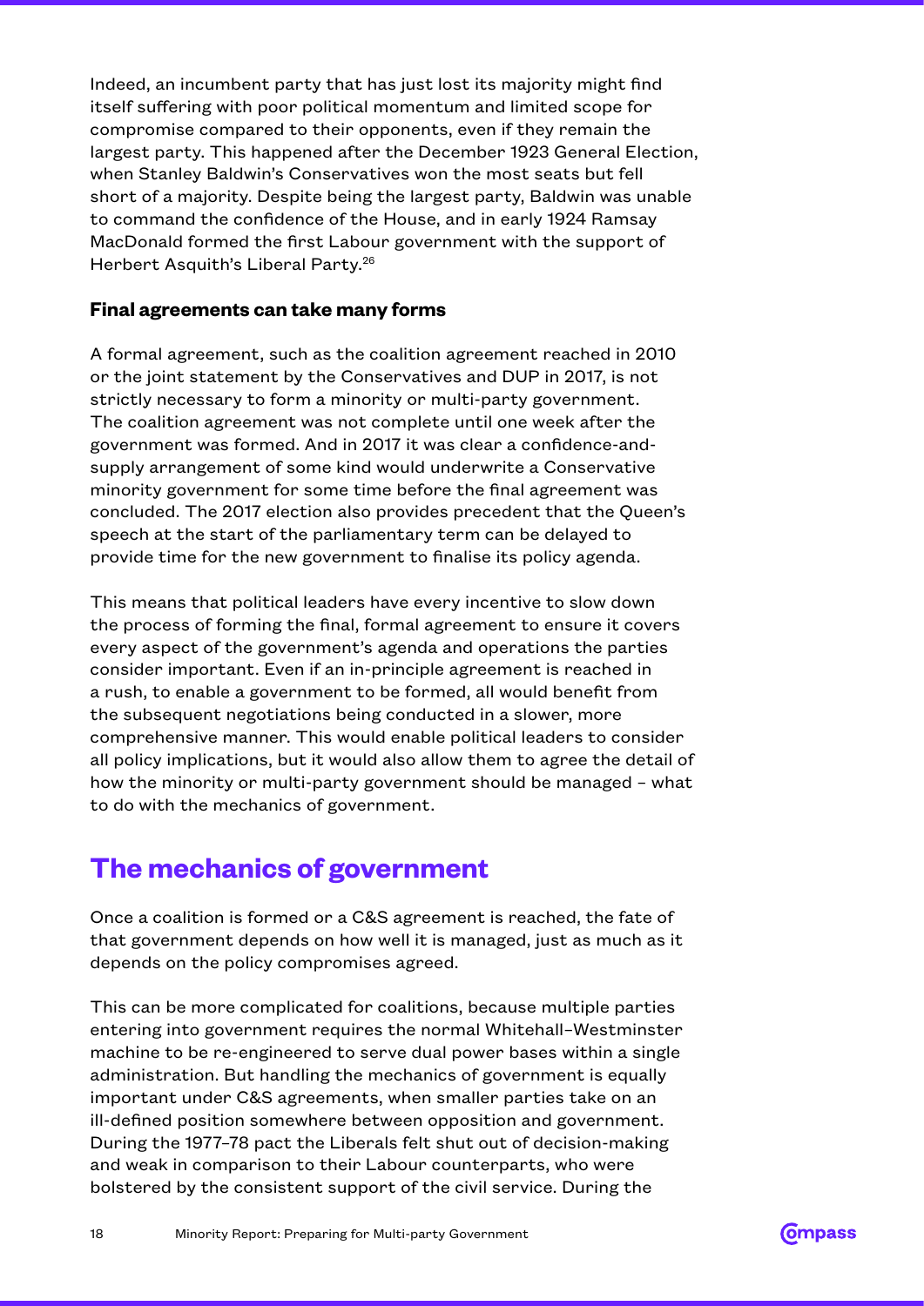Indeed, an incumbent party that has just lost its majority might find itself suffering with poor political momentum and limited scope for compromise compared to their opponents, even if they remain the largest party. This happened after the December 1923 General Election, when Stanley Baldwin's Conservatives won the most seats but fell short of a majority. Despite being the largest party, Baldwin was unable to command the confidence of the House, and in early 1924 Ramsay MacDonald formed the first Labour government with the support of Herbert Asquith's Liberal Party.[26]

### Final agreements can take many forms

A formal agreement, such as the coalition agreement reached in 2010 or the joint statement by the Conservatives and DUP in 2017, is not strictly necessary to form a minority or multi-party government. The coalition agreement was not complete until one week after the government was formed. And in 2017 it was clear a confidence-and-supply arrangement of some kind would underwrite a Conservative minority government for some time before the final agreement was concluded. The 2017 election also provides precedent that the Queen's speech at the start of the parliamentary term can be delayed to provide time for the new government to finalise its policy agenda.

This means that political leaders have every incentive to slow down the process of forming the final, formal agreement to ensure it covers every aspect of the government's agenda and operations the parties consider important. Even if an in-principle agreement is reached in a rush, to enable a government to be formed, all would benefit from the subsequent negotiations being conducted in a slower, more comprehensive manner. This would enable political leaders to consider all policy implications, but it would also allow them to agree the detail of how the minority or multi-party government should be managed – what to do with the mechanics of government.

## The mechanics of government

Once a coalition is formed or a C&S agreement is reached, the fate of that government depends on how well it is managed, just as much as it depends on the policy compromises agreed.

This can be more complicated for coalitions, because multiple parties entering into government requires the normal Whitehall–Westminster machine to be re-engineered to serve dual power bases within a single administration. But handling the mechanics of government is equally important under C&S agreements, when smaller parties take on an ill-defined position somewhere between opposition and government. During the 1977–78 pact the Liberals felt shut out of decision-making and weak in comparison to their Labour counterparts, who were bolstered by the consistent support of the civil service. During the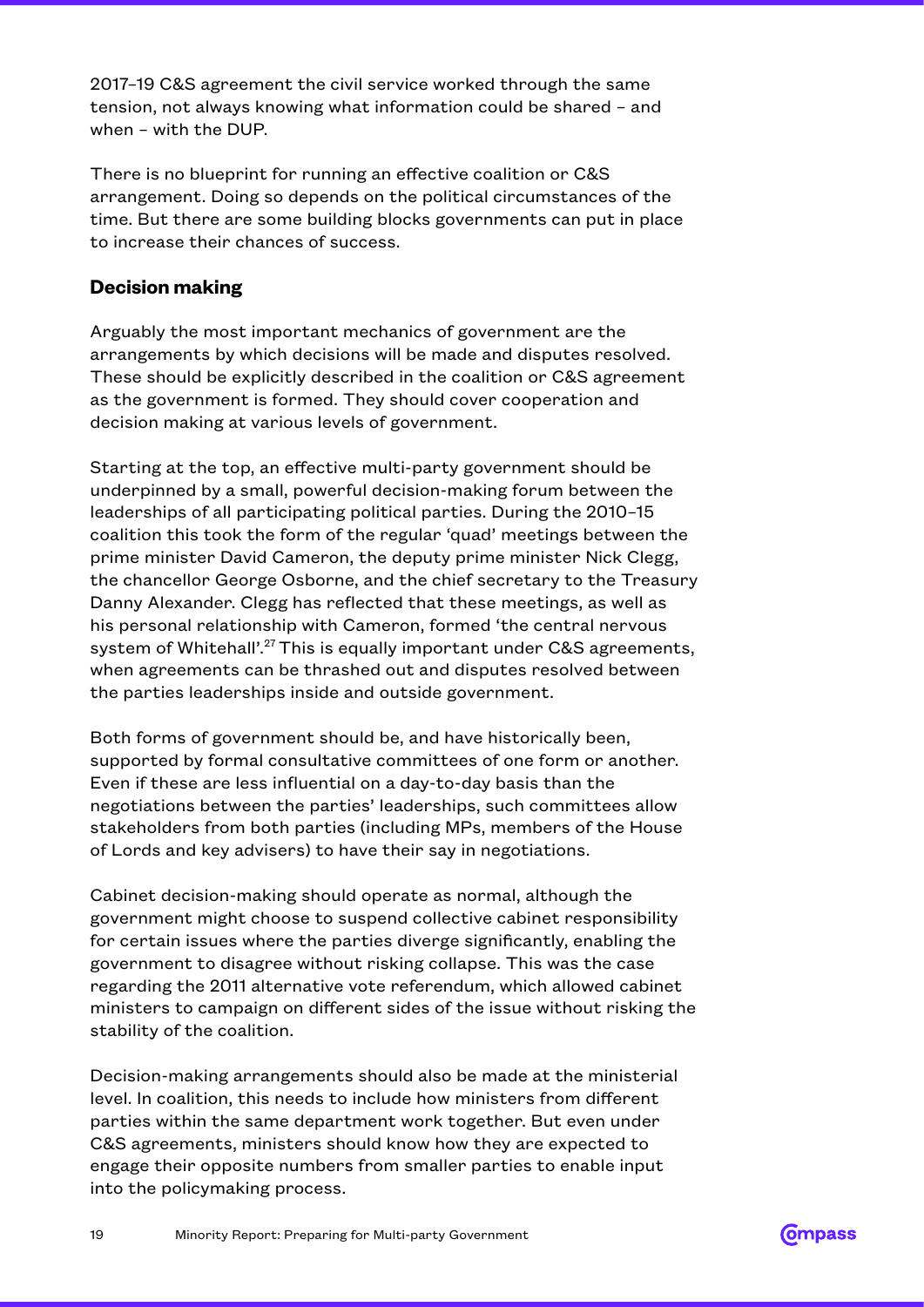2017–19 C&S agreement the civil service worked through the same tension, not always knowing what information could be shared – and when – with the DUP.

There is no blueprint for running an effective coalition or C&S arrangement. Doing so depends on the political circumstances of the time. But there are some building blocks governments can put in place to increase their chances of success.

### Decision making

Arguably the most important mechanics of government are the arrangements by which decisions will be made and disputes resolved. These should be explicitly described in the coalition or C&S agreement as the government is formed. They should cover cooperation and decision making at various levels of government.

Starting at the top, an effective multi-party government should be underpinned by a small, powerful decision-making forum between the leaderships of all participating political parties. During the 2010–15 coalition this took the form of the regular 'quad' meetings between the prime minister David Cameron, the deputy prime minister Nick Clegg, the chancellor George Osborne, and the chief secretary to the Treasury Danny Alexander. Clegg has reflected that these meetings, as well as his personal relationship with Cameron, formed 'the central nervous system of Whitehall'.[27] This is equally important under C&S agreements, when agreements can be thrashed out and disputes resolved between the parties leaderships inside and outside government.

Both forms of government should be, and have historically been, supported by formal consultative committees of one form or another. Even if these are less influential on a day-to-day basis than the negotiations between the parties' leaderships, such committees allow stakeholders from both parties (including MPs, members of the House of Lords and key advisers) to have their say in negotiations.

Cabinet decision-making should operate as normal, although the government might choose to suspend collective cabinet responsibility for certain issues where the parties diverge significantly, enabling the government to disagree without risking collapse. This was the case regarding the 2011 alternative vote referendum, which allowed cabinet ministers to campaign on different sides of the issue without risking the stability of the coalition.

Decision-making arrangements should also be made at the ministerial level. In coalition, this needs to include how ministers from different parties within the same department work together. But even under C&S agreements, ministers should know how they are expected to engage their opposite numbers from smaller parties to enable input into the policymaking process.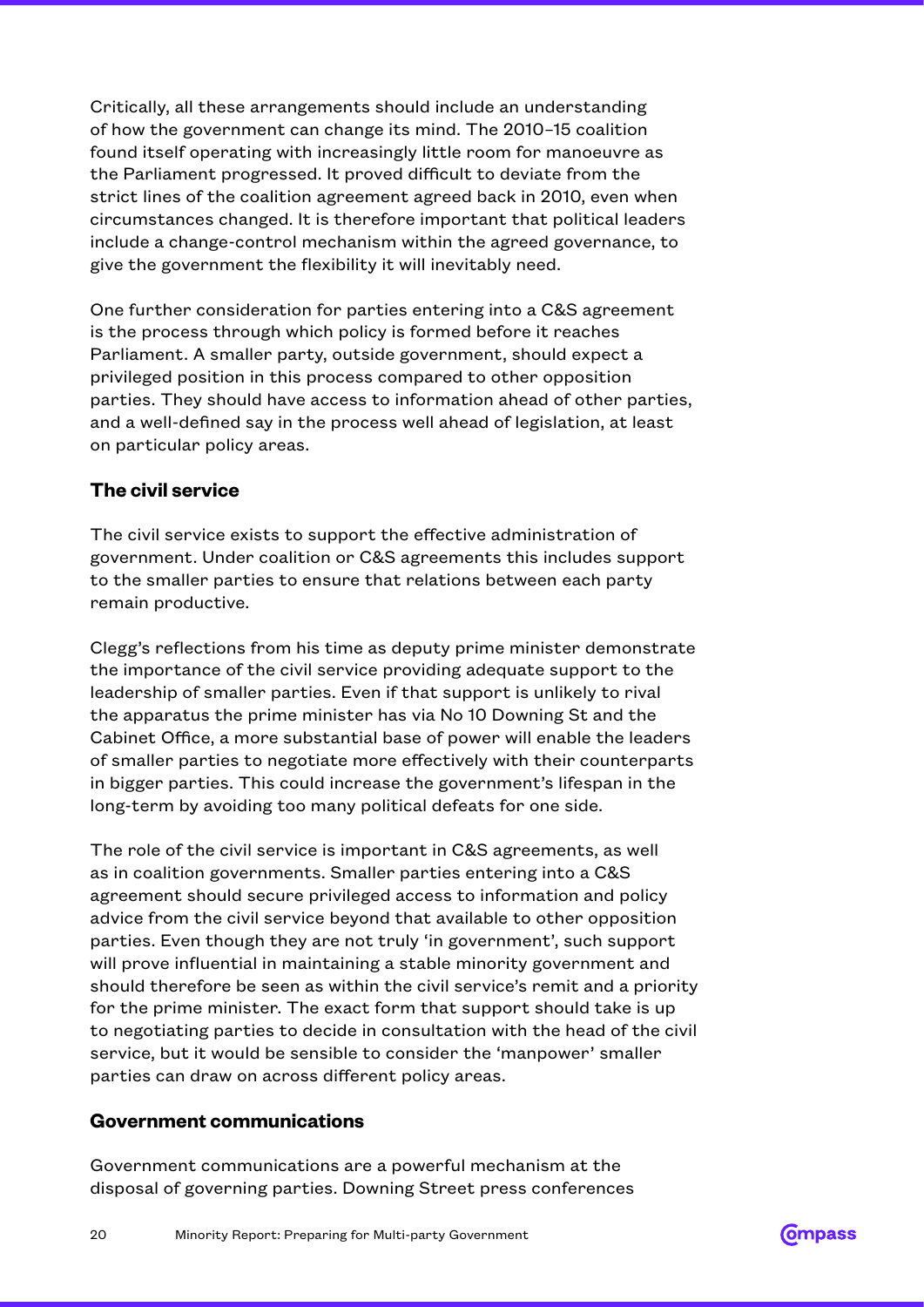Critically, all these arrangements should include an understanding of how the government can change its mind. The 2010–15 coalition found itself operating with increasingly little room for manoeuvre as the Parliament progressed. It proved difficult to deviate from the strict lines of the coalition agreement agreed back in 2010, even when circumstances changed. It is therefore important that political leaders include a change-control mechanism within the agreed governance, to give the government the flexibility it will inevitably need.

One further consideration for parties entering into a C&S agreement is the process through which policy is formed before it reaches Parliament. A smaller party, outside government, should expect a privileged position in this process compared to other opposition parties. They should have access to information ahead of other parties, and a well-defined say in the process well ahead of legislation, at least on particular policy areas.

### The civil service

The civil service exists to support the effective administration of government. Under coalition or C&S agreements this includes support to the smaller parties to ensure that relations between each party remain productive.

Clegg's reflections from his time as deputy prime minister demonstrate the importance of the civil service providing adequate support to the leadership of smaller parties. Even if that support is unlikely to rival the apparatus the prime minister has via No 10 Downing St and the Cabinet Office, a more substantial base of power will enable the leaders of smaller parties to negotiate more effectively with their counterparts in bigger parties. This could increase the government's lifespan in the long-term by avoiding too many political defeats for one side.

The role of the civil service is important in C&S agreements, as well as in coalition governments. Smaller parties entering into a C&S agreement should secure privileged access to information and policy advice from the civil service beyond that available to other opposition parties. Even though they are not truly 'in government', such support will prove influential in maintaining a stable minority government and should therefore be seen as within the civil service's remit and a priority for the prime minister. The exact form that support should take is up to negotiating parties to decide in consultation with the head of the civil service, but it would be sensible to consider the 'manpower' smaller parties can draw on across different policy areas.

### Government communications

Government communications are a powerful mechanism at the disposal of governing parties. Downing Street press conferences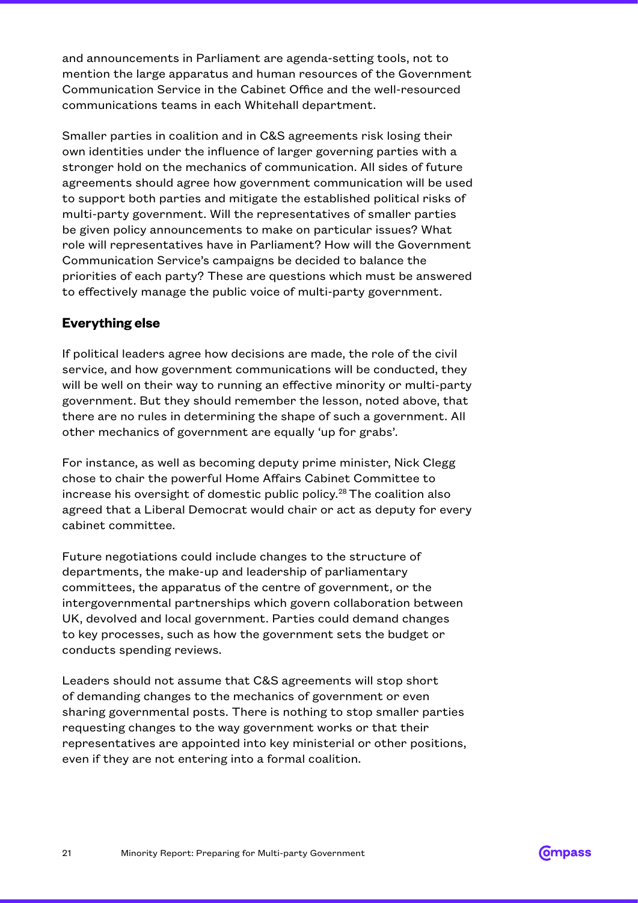and announcements in Parliament are agenda-setting tools, not to mention the large apparatus and human resources of the Government Communication Service in the Cabinet Office and the well-resourced communications teams in each Whitehall department.

Smaller parties in coalition and in C&S agreements risk losing their own identities under the influence of larger governing parties with a stronger hold on the mechanics of communication. All sides of future agreements should agree how government communication will be used to support both parties and mitigate the established political risks of multi-party government. Will the representatives of smaller parties be given policy announcements to make on particular issues? What role will representatives have in Parliament? How will the Government Communication Service's campaigns be decided to balance the priorities of each party? These are questions which must be answered to effectively manage the public voice of multi-party government.

### Everything else

If political leaders agree how decisions are made, the role of the civil service, and how government communications will be conducted, they will be well on their way to running an effective minority or multi-party government. But they should remember the lesson, noted above, that there are no rules in determining the shape of such a government. All other mechanics of government are equally 'up for grabs'.

For instance, as well as becoming deputy prime minister, Nick Clegg chose to chair the powerful Home Affairs Cabinet Committee to increase his oversight of domestic public policy.[28] The coalition also agreed that a Liberal Democrat would chair or act as deputy for every cabinet committee.

Future negotiations could include changes to the structure of departments, the make-up and leadership of parliamentary committees, the apparatus of the centre of government, or the intergovernmental partnerships which govern collaboration between UK, devolved and local government. Parties could demand changes to key processes, such as how the government sets the budget or conducts spending reviews.

Leaders should not assume that C&S agreements will stop short of demanding changes to the mechanics of government or even sharing governmental posts. There is nothing to stop smaller parties requesting changes to the way government works or that their representatives are appointed into key ministerial or other positions, even if they are not entering into a formal coalition.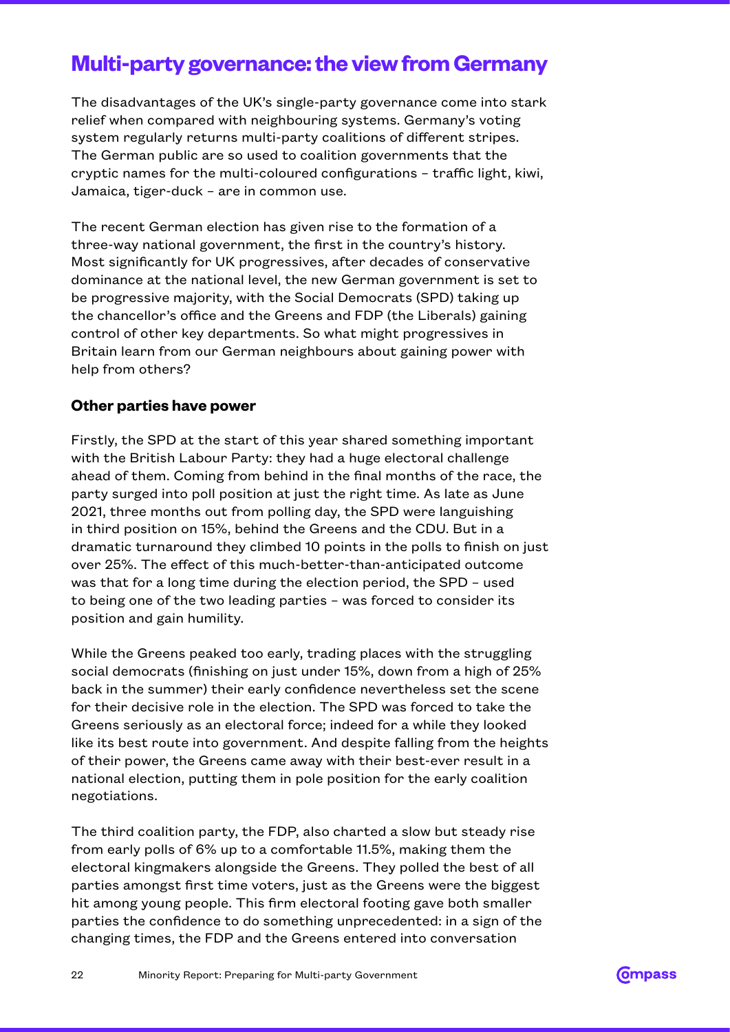## Multi-party governance: the view from Germany

The disadvantages of the UK's single-party governance come into stark relief when compared with neighbouring systems. Germany's voting system regularly returns multi-party coalitions of different stripes. The German public are so used to coalition governments that the cryptic names for the multi-coloured configurations – traffic light, kiwi, Jamaica, tiger-duck – are in common use.

The recent German election has given rise to the formation of a three-way national government, the first in the country's history. Most significantly for UK progressives, after decades of conservative dominance at the national level, the new German government is set to be progressive majority, with the Social Democrats (SPD) taking up the chancellor's office and the Greens and FDP (the Liberals) gaining control of other key departments. So what might progressives in Britain learn from our German neighbours about gaining power with help from others?

### Other parties have power

Firstly, the SPD at the start of this year shared something important with the British Labour Party: they had a huge electoral challenge ahead of them. Coming from behind in the final months of the race, the party surged into poll position at just the right time. As late as June 2021, three months out from polling day, the SPD were languishing in third position on 15%, behind the Greens and the CDU. But in a dramatic turnaround they climbed 10 points in the polls to finish on just over 25%. The effect of this much-better-than-anticipated outcome was that for a long time during the election period, the SPD – used to being one of the two leading parties – was forced to consider its position and gain humility.

While the Greens peaked too early, trading places with the struggling social democrats (finishing on just under 15%, down from a high of 25% back in the summer) their early confidence nevertheless set the scene for their decisive role in the election. The SPD was forced to take the Greens seriously as an electoral force; indeed for a while they looked like its best route into government. And despite falling from the heights of their power, the Greens came away with their best-ever result in a national election, putting them in pole position for the early coalition negotiations.

The third coalition party, the FDP, also charted a slow but steady rise from early polls of 6% up to a comfortable 11.5%, making them the electoral kingmakers alongside the Greens. They polled the best of all parties amongst first time voters, just as the Greens were the biggest hit among young people. This firm electoral footing gave both smaller parties the confidence to do something unprecedented: in a sign of the changing times, the FDP and the Greens entered into conversation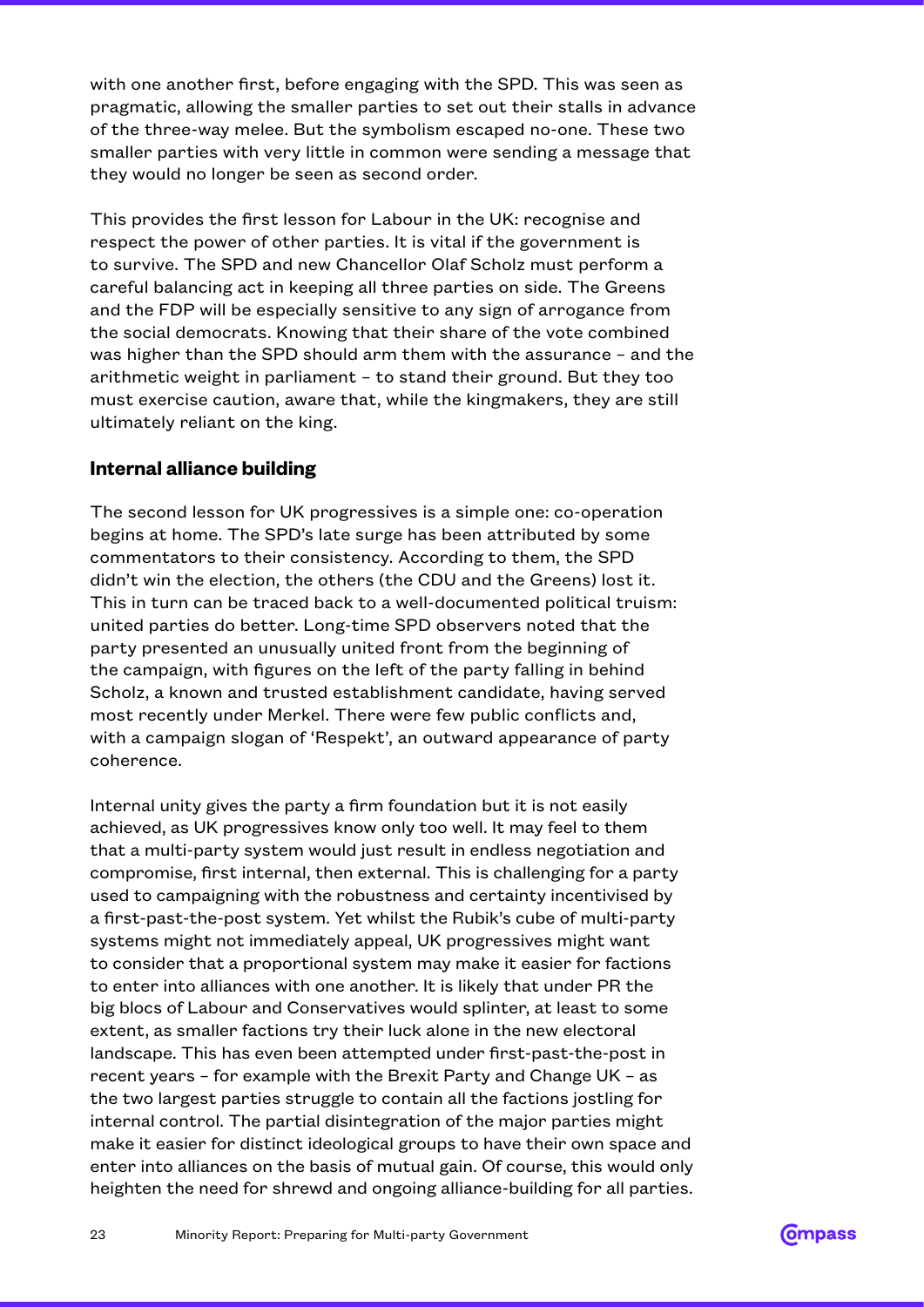with one another first, before engaging with the SPD. This was seen as pragmatic, allowing the smaller parties to set out their stalls in advance of the three-way melee. But the symbolism escaped no-one. These two smaller parties with very little in common were sending a message that they would no longer be seen as second order.

This provides the first lesson for Labour in the UK: recognise and respect the power of other parties. It is vital if the government is to survive. The SPD and new Chancellor Olaf Scholz must perform a careful balancing act in keeping all three parties on side. The Greens and the FDP will be especially sensitive to any sign of arrogance from the social democrats. Knowing that their share of the vote combined was higher than the SPD should arm them with the assurance – and the arithmetic weight in parliament – to stand their ground. But they too must exercise caution, aware that, while the kingmakers, they are still ultimately reliant on the king.

### Internal alliance building

The second lesson for UK progressives is a simple one: co-operation begins at home. The SPD's late surge has been attributed by some commentators to their consistency. According to them, the SPD didn't win the election, the others (the CDU and the Greens) lost it. This in turn can be traced back to a well-documented political truism: united parties do better. Long-time SPD observers noted that the party presented an unusually united front from the beginning of the campaign, with figures on the left of the party falling in behind Scholz, a known and trusted establishment candidate, having served most recently under Merkel. There were few public conflicts and, with a campaign slogan of 'Respekt', an outward appearance of party coherence.

Internal unity gives the party a firm foundation but it is not easily achieved, as UK progressives know only too well. It may feel to them that a multi-party system would just result in endless negotiation and compromise, first internal, then external. This is challenging for a party used to campaigning with the robustness and certainty incentivised by a first-past-the-post system. Yet whilst the Rubik's cube of multi-party systems might not immediately appeal, UK progressives might want to consider that a proportional system may make it easier for factions to enter into alliances with one another. It is likely that under PR the big blocs of Labour and Conservatives would splinter, at least to some extent, as smaller factions try their luck alone in the new electoral landscape. This has even been attempted under first-past-the-post in recent years – for example with the Brexit Party and Change UK – as the two largest parties struggle to contain all the factions jostling for internal control. The partial disintegration of the major parties might make it easier for distinct ideological groups to have their own space and enter into alliances on the basis of mutual gain. Of course, this would only heighten the need for shrewd and ongoing alliance-building for all parties.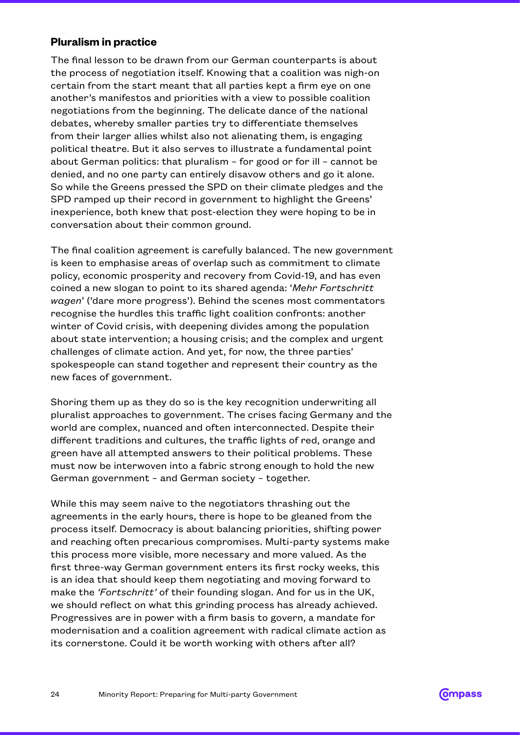### Pluralism in practice

The final lesson to be drawn from our German counterparts is about the process of negotiation itself. Knowing that a coalition was nigh-on certain from the start meant that all parties kept a firm eye on one another's manifestos and priorities with a view to possible coalition negotiations from the beginning. The delicate dance of the national debates, whereby smaller parties try to differentiate themselves from their larger allies whilst also not alienating them, is engaging political theatre. But it also serves to illustrate a fundamental point about German politics: that pluralism – for good or for ill – cannot be denied, and no one party can entirely disavow others and go it alone. So while the Greens pressed the SPD on their climate pledges and the SPD ramped up their record in government to highlight the Greens' inexperience, both knew that post-election they were hoping to be in conversation about their common ground.

The final coalition agreement is carefully balanced. The new government is keen to emphasise areas of overlap such as commitment to climate policy, economic prosperity and recovery from Covid-19, and has even coined a new slogan to point to its shared agenda: '*Mehr Fortschritt wagen*' ('dare more progress'). Behind the scenes most commentators recognise the hurdles this traffic light coalition confronts: another winter of Covid crisis, with deepening divides among the population about state intervention; a housing crisis; and the complex and urgent challenges of climate action. And yet, for now, the three parties' spokespeople can stand together and represent their country as the new faces of government.

Shoring them up as they do so is the key recognition underwriting all pluralist approaches to government. The crises facing Germany and the world are complex, nuanced and often interconnected. Despite their different traditions and cultures, the traffic lights of red, orange and green have all attempted answers to their political problems. These must now be interwoven into a fabric strong enough to hold the new German government – and German society – together.

While this may seem naive to the negotiators thrashing out the agreements in the early hours, there is hope to be gleaned from the process itself. Democracy is about balancing priorities, shifting power and reaching often precarious compromises. Multi-party systems make this process more visible, more necessary and more valued. As the first three-way German government enters its first rocky weeks, this is an idea that should keep them negotiating and moving forward to make the *'Fortschritt'* of their founding slogan. And for us in the UK, we should reflect on what this grinding process has already achieved. Progressives are in power with a firm basis to govern, a mandate for modernisation and a coalition agreement with radical climate action as its cornerstone. Could it be worth working with others after all?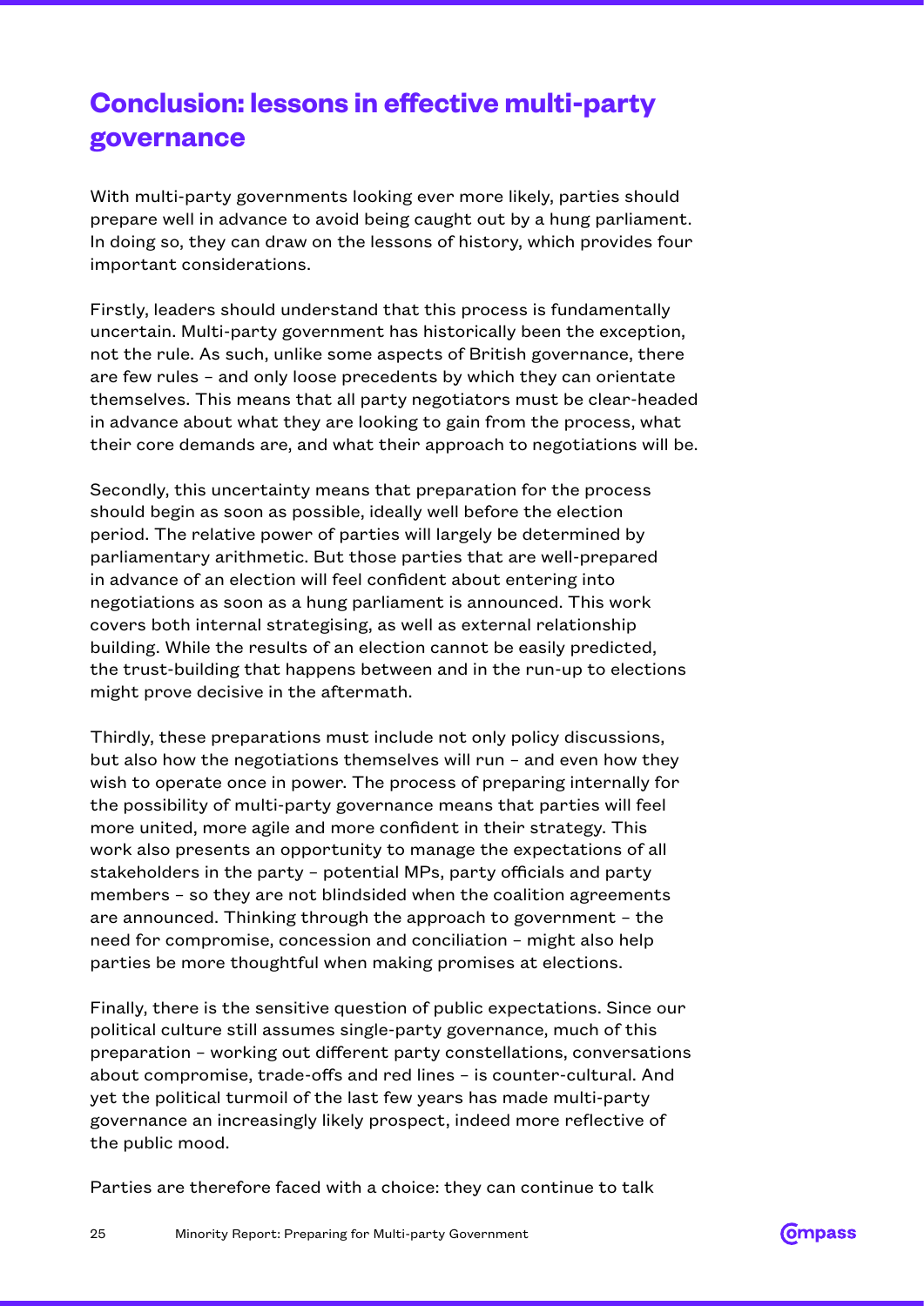## Conclusion: lessons in effective multi-party governance

With multi-party governments looking ever more likely, parties should prepare well in advance to avoid being caught out by a hung parliament. In doing so, they can draw on the lessons of history, which provides four important considerations.

Firstly, leaders should understand that this process is fundamentally uncertain. Multi-party government has historically been the exception, not the rule. As such, unlike some aspects of British governance, there are few rules – and only loose precedents by which they can orientate themselves. This means that all party negotiators must be clear-headed in advance about what they are looking to gain from the process, what their core demands are, and what their approach to negotiations will be.

Secondly, this uncertainty means that preparation for the process should begin as soon as possible, ideally well before the election period. The relative power of parties will largely be determined by parliamentary arithmetic. But those parties that are well-prepared in advance of an election will feel confident about entering into negotiations as soon as a hung parliament is announced. This work covers both internal strategising, as well as external relationship building. While the results of an election cannot be easily predicted, the trust-building that happens between and in the run-up to elections might prove decisive in the aftermath.

Thirdly, these preparations must include not only policy discussions, but also how the negotiations themselves will run – and even how they wish to operate once in power. The process of preparing internally for the possibility of multi-party governance means that parties will feel more united, more agile and more confident in their strategy. This work also presents an opportunity to manage the expectations of all stakeholders in the party – potential MPs, party officials and party members – so they are not blindsided when the coalition agreements are announced. Thinking through the approach to government – the need for compromise, concession and conciliation – might also help parties be more thoughtful when making promises at elections.

Finally, there is the sensitive question of public expectations. Since our political culture still assumes single-party governance, much of this preparation – working out different party constellations, conversations about compromise, trade-offs and red lines – is counter-cultural. And yet the political turmoil of the last few years has made multi-party governance an increasingly likely prospect, indeed more reflective of the public mood.

Parties are therefore faced with a choice: they can continue to talk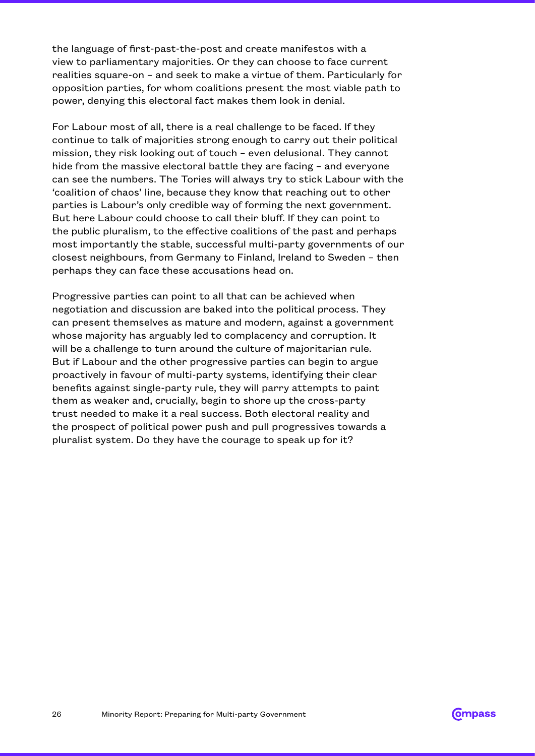the language of first-past-the-post and create manifestos with a view to parliamentary majorities. Or they can choose to face current realities square-on – and seek to make a virtue of them. Particularly for opposition parties, for whom coalitions present the most viable path to power, denying this electoral fact makes them look in denial.

For Labour most of all, there is a real challenge to be faced. If they continue to talk of majorities strong enough to carry out their political mission, they risk looking out of touch – even delusional. They cannot hide from the massive electoral battle they are facing – and everyone can see the numbers. The Tories will always try to stick Labour with the 'coalition of chaos' line, because they know that reaching out to other parties is Labour's only credible way of forming the next government. But here Labour could choose to call their bluff. If they can point to the public pluralism, to the effective coalitions of the past and perhaps most importantly the stable, successful multi-party governments of our closest neighbours, from Germany to Finland, Ireland to Sweden – then perhaps they can face these accusations head on.

Progressive parties can point to all that can be achieved when negotiation and discussion are baked into the political process. They can present themselves as mature and modern, against a government whose majority has arguably led to complacency and corruption. It will be a challenge to turn around the culture of majoritarian rule. But if Labour and the other progressive parties can begin to argue proactively in favour of multi-party systems, identifying their clear benefits against single-party rule, they will parry attempts to paint them as weaker and, crucially, begin to shore up the cross-party trust needed to make it a real success. Both electoral reality and the prospect of political power push and pull progressives towards a pluralist system. Do they have the courage to speak up for it?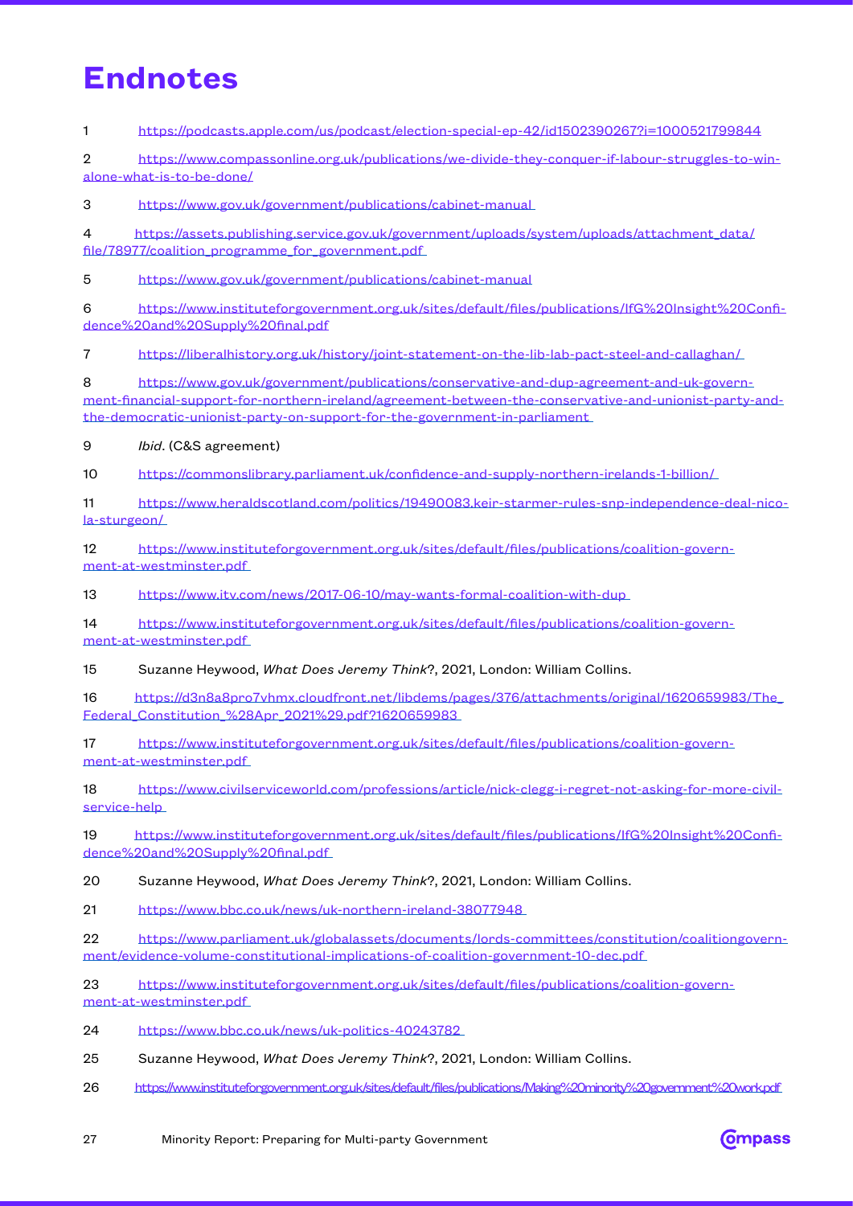# Endnotes

1 https://podcasts.apple.com/us/podcast/election-special-ep-42/id1502390267?i=1000521799844

2 https://www.compassonline.org.uk/publications/we-divide-they-conquer-if-labour-struggles-to-win-alone-what-is-to-be-done/

3 https://www.gov.uk/government/publications/cabinet-manual

4 https://assets.publishing.service.gov.uk/government/uploads/system/uploads/attachment_data/file/78977/coalition_programme_for_government.pdf

5 https://www.gov.uk/government/publications/cabinet-manual

6 https://www.instituteforgovernment.org.uk/sites/default/files/publications/IfG%20Insight%20Confidence%20and%20Supply%20final.pdf

7 https://liberalhistory.org.uk/history/joint-statement-on-the-lib-lab-pact-steel-and-callaghan/

8 https://www.gov.uk/government/publications/conservative-and-dup-agreement-and-uk-government-financial-support-for-northern-ireland/agreement-between-the-conservative-and-unionist-party-and-the-democratic-unionist-party-on-support-for-the-government-in-parliament

9 *Ibid*. (C&S agreement)

10 https://commonslibrary.parliament.uk/confidence-and-supply-northern-irelands-1-billion/

11 https://www.heraldscotland.com/politics/19490083.keir-starmer-rules-snp-independence-deal-nicola-sturgeon/

12 https://www.instituteforgovernment.org.uk/sites/default/files/publications/coalition-government-at-westminster.pdf

13 https://www.itv.com/news/2017-06-10/may-wants-formal-coalition-with-dup

14 https://www.instituteforgovernment.org.uk/sites/default/files/publications/coalition-government-at-westminster.pdf

15 Suzanne Heywood, *What Does Jeremy Think*?, 2021, London: William Collins.

16 https://d3n8a8pro7vhmx.cloudfront.net/libdems/pages/376/attachments/original/1620659983/The_Federal_Constitution_%28Apr_2021%29.pdf?1620659983

17 https://www.instituteforgovernment.org.uk/sites/default/files/publications/coalition-government-at-westminster.pdf

18 https://www.civilserviceworld.com/professions/article/nick-clegg-i-regret-not-asking-for-more-civil-service-help

19 https://www.instituteforgovernment.org.uk/sites/default/files/publications/IfG%20Insight%20Confidence%20and%20Supply%20final.pdf

20 Suzanne Heywood, *What Does Jeremy Think*?, 2021, London: William Collins.

21 https://www.bbc.co.uk/news/uk-northern-ireland-38077948

22 https://www.parliament.uk/globalassets/documents/lords-committees/constitution/coalitiongovernment/evidence-volume-constitutional-implications-of-coalition-government-10-dec.pdf

23 https://www.instituteforgovernment.org.uk/sites/default/files/publications/coalition-government-at-westminster.pdf

24 https://www.bbc.co.uk/news/uk-politics-40243782

25 Suzanne Heywood, *What Does Jeremy Think*?, 2021, London: William Collins.

26 https://www.instituteforgovernment.org.uk/sites/default/files/publications/Making%20minority%20government%20work.pdf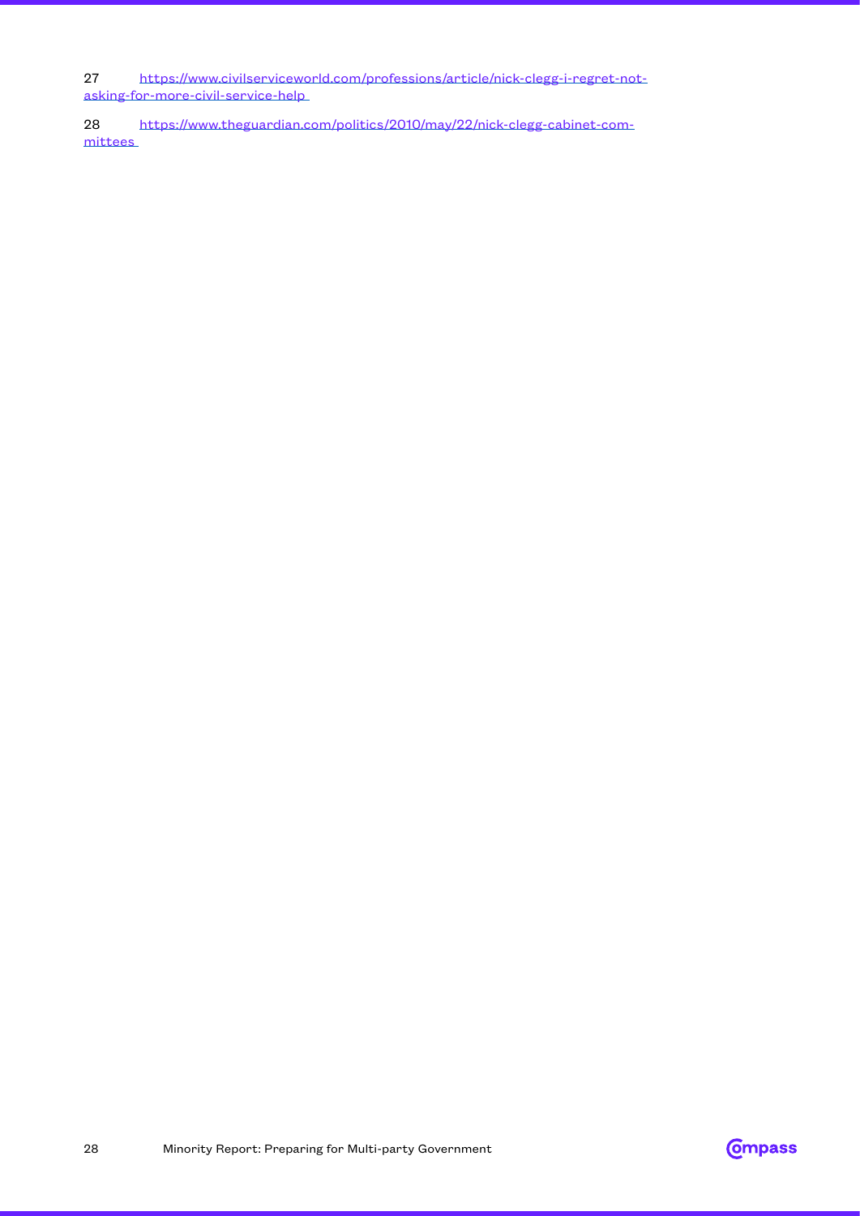27 https://www.civilserviceworld.com/professions/article/nick-clegg-i-regret-not-asking-for-more-civil-service-help

28 https://www.theguardian.com/politics/2010/may/22/nick-clegg-cabinet-committees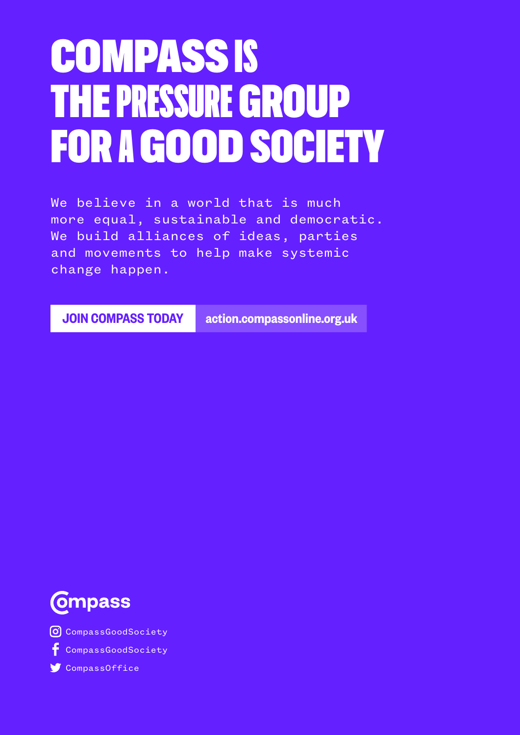# COMPASS IS THE PRESSURE GROUP FOR A GOOD SOCIETY

We believe in a world that is much more equal, sustainable and democratic. We build alliances of ideas, parties and movements to help make systemic change happen.

**JOIN COMPASS TODAY** **action.compassonline.org.uk**

Compass

CompassGoodSociety

CompassGoodSociety

CompassOffice